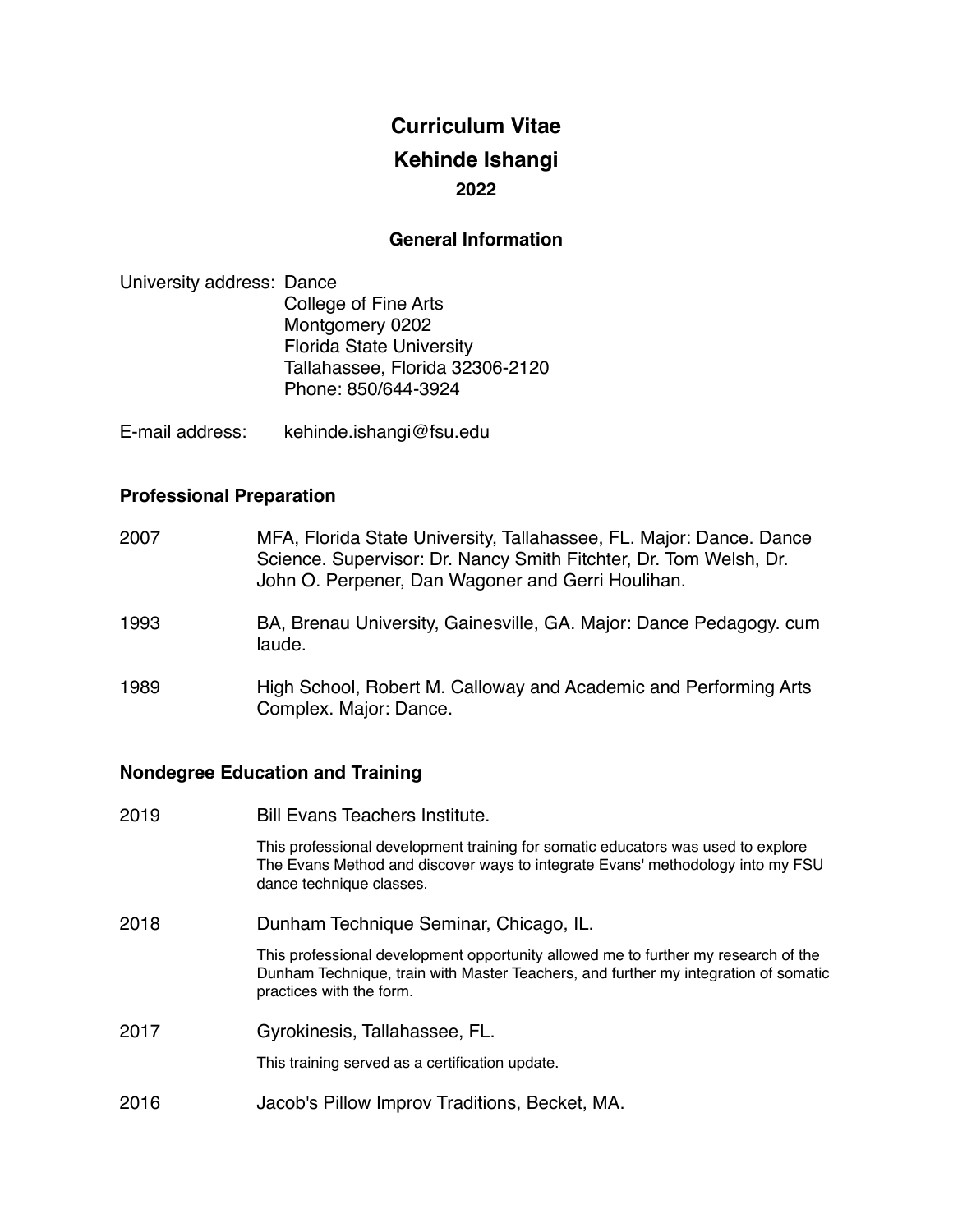# Curriculum Vitae
# Kehinde Ishangi
## 2022

### General Information

University address: Dance
College of Fine Arts
Montgomery 0202
Florida State University
Tallahassee, Florida 32306-2120
Phone: 850/644-3924

E-mail address: kehinde.ishangi@fsu.edu

### Professional Preparation

2007 MFA, Florida State University, Tallahassee, FL. Major: Dance. Dance Science. Supervisor: Dr. Nancy Smith Fitchter, Dr. Tom Welsh, Dr. John O. Perpener, Dan Wagoner and Gerri Houlihan.

1993 BA, Brenau University, Gainesville, GA. Major: Dance Pedagogy. cum laude.

1989 High School, Robert M. Calloway and Academic and Performing Arts Complex. Major: Dance.

### Nondegree Education and Training

2019 Bill Evans Teachers Institute.

This professional development training for somatic educators was used to explore The Evans Method and discover ways to integrate Evans' methodology into my FSU dance technique classes.

2018 Dunham Technique Seminar, Chicago, IL.

This professional development opportunity allowed me to further my research of the Dunham Technique, train with Master Teachers, and further my integration of somatic practices with the form.

2017 Gyrokinesis, Tallahassee, FL.

This training served as a certification update.

2016 Jacob's Pillow Improv Traditions, Becket, MA.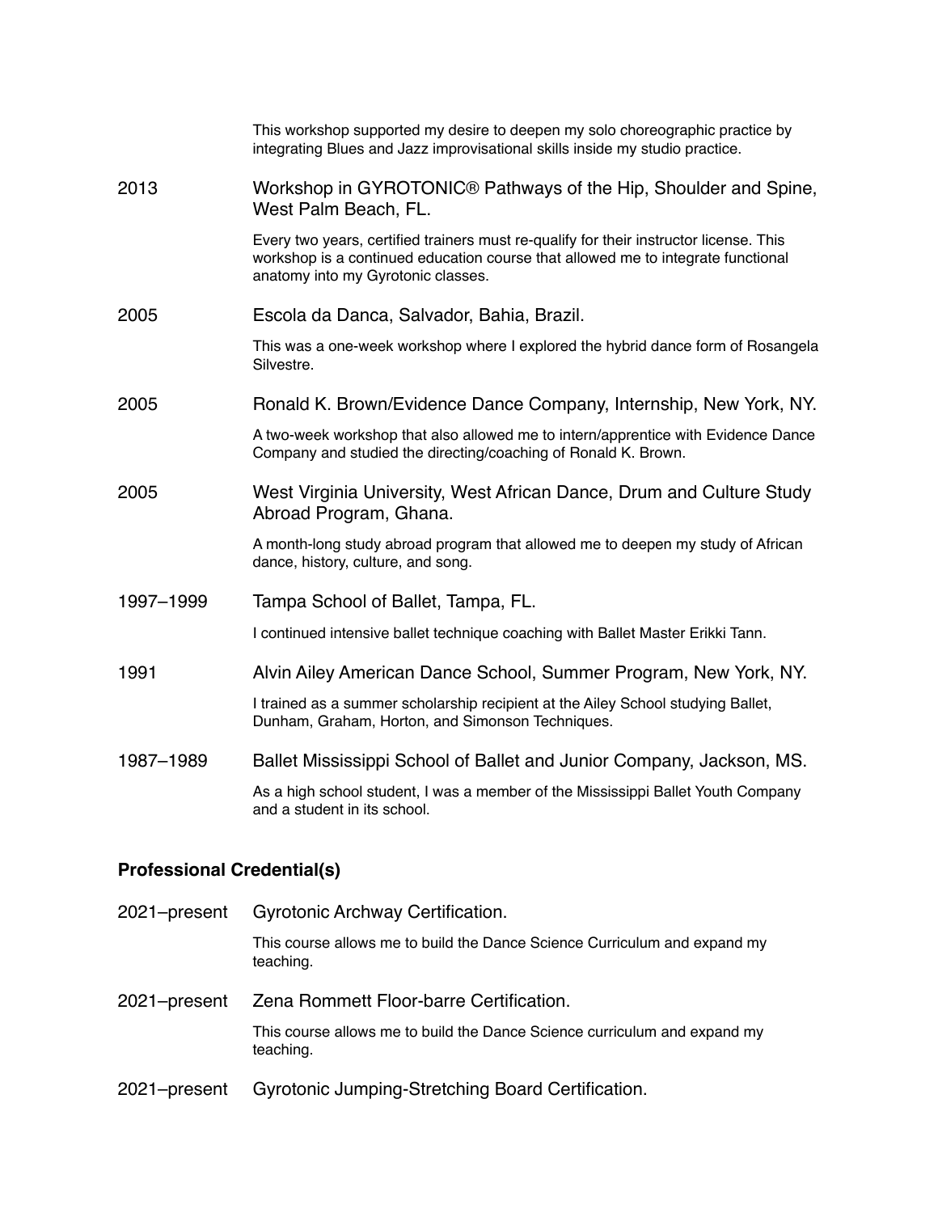This workshop supported my desire to deepen my solo choreographic practice by integrating Blues and Jazz improvisational skills inside my studio practice.

2013 — Workshop in GYROTONIC® Pathways of the Hip, Shoulder and Spine, West Palm Beach, FL.

Every two years, certified trainers must re-qualify for their instructor license. This workshop is a continued education course that allowed me to integrate functional anatomy into my Gyrotonic classes.

2005 — Escola da Danca, Salvador, Bahia, Brazil.

This was a one-week workshop where I explored the hybrid dance form of Rosangela Silvestre.

2005 — Ronald K. Brown/Evidence Dance Company, Internship, New York, NY.

A two-week workshop that also allowed me to intern/apprentice with Evidence Dance Company and studied the directing/coaching of Ronald K. Brown.

2005 — West Virginia University, West African Dance, Drum and Culture Study Abroad Program, Ghana.

A month-long study abroad program that allowed me to deepen my study of African dance, history, culture, and song.

1997–1999 — Tampa School of Ballet, Tampa, FL.

I continued intensive ballet technique coaching with Ballet Master Erikki Tann.

1991 — Alvin Ailey American Dance School, Summer Program, New York, NY.

I trained as a summer scholarship recipient at the Ailey School studying Ballet, Dunham, Graham, Horton, and Simonson Techniques.

1987–1989 — Ballet Mississippi School of Ballet and Junior Company, Jackson, MS.

As a high school student, I was a member of the Mississippi Ballet Youth Company and a student in its school.

## Professional Credential(s)

2021–present — Gyrotonic Archway Certification.

This course allows me to build the Dance Science Curriculum and expand my teaching.

2021–present — Zena Rommett Floor-barre Certification.

This course allows me to build the Dance Science curriculum and expand my teaching.

2021–present — Gyrotonic Jumping-Stretching Board Certification.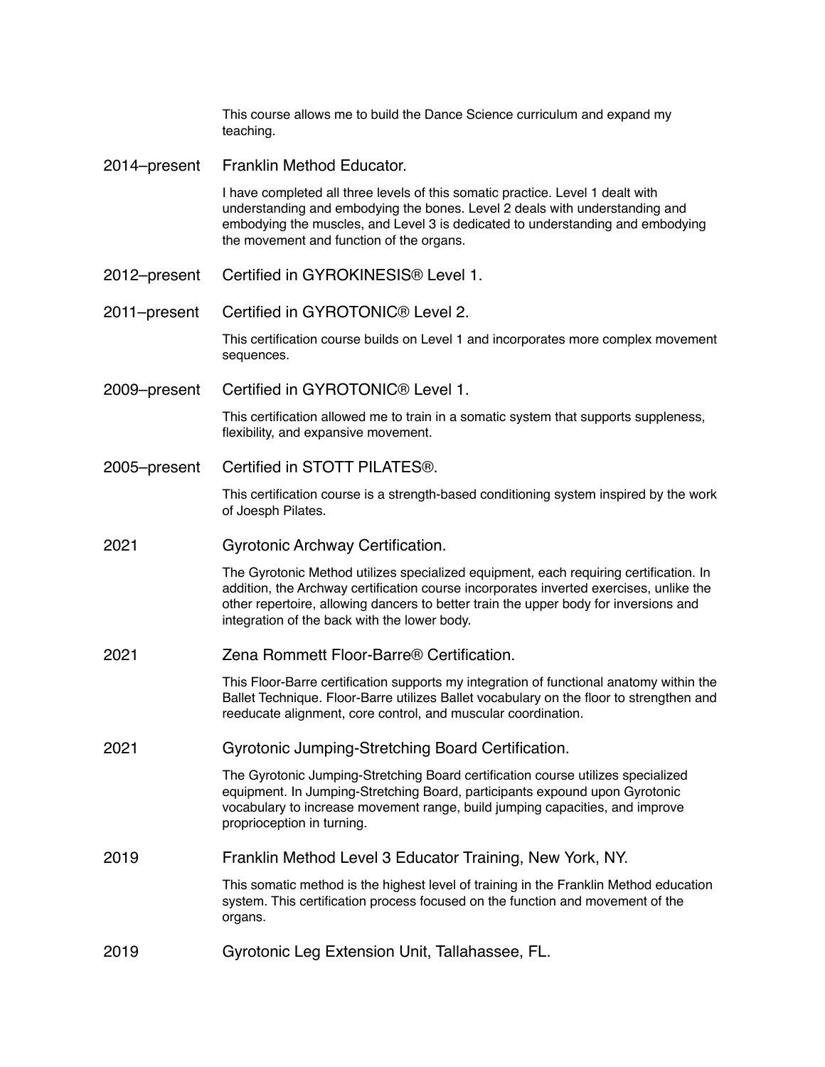This course allows me to build the Dance Science curriculum and expand my teaching.

2014–present Franklin Method Educator.

I have completed all three levels of this somatic practice. Level 1 dealt with understanding and embodying the bones. Level 2 deals with understanding and embodying the muscles, and Level 3 is dedicated to understanding and embodying the movement and function of the organs.

2012–present Certified in GYROKINESIS® Level 1.

2011–present Certified in GYROTONIC® Level 2.

This certification course builds on Level 1 and incorporates more complex movement sequences.

2009–present Certified in GYROTONIC® Level 1.

This certification allowed me to train in a somatic system that supports suppleness, flexibility, and expansive movement.

2005–present Certified in STOTT PILATES®.

This certification course is a strength-based conditioning system inspired by the work of Joesph Pilates.

2021 Gyrotonic Archway Certification.

The Gyrotonic Method utilizes specialized equipment, each requiring certification. In addition, the Archway certification course incorporates inverted exercises, unlike the other repertoire, allowing dancers to better train the upper body for inversions and integration of the back with the lower body.

2021 Zena Rommett Floor-Barre® Certification.

This Floor-Barre certification supports my integration of functional anatomy within the Ballet Technique. Floor-Barre utilizes Ballet vocabulary on the floor to strengthen and reeducate alignment, core control, and muscular coordination.

2021 Gyrotonic Jumping-Stretching Board Certification.

The Gyrotonic Jumping-Stretching Board certification course utilizes specialized equipment. In Jumping-Stretching Board, participants expound upon Gyrotonic vocabulary to increase movement range, build jumping capacities, and improve proprioception in turning.

2019 Franklin Method Level 3 Educator Training, New York, NY.

This somatic method is the highest level of training in the Franklin Method education system. This certification process focused on the function and movement of the organs.

2019 Gyrotonic Leg Extension Unit, Tallahassee, FL.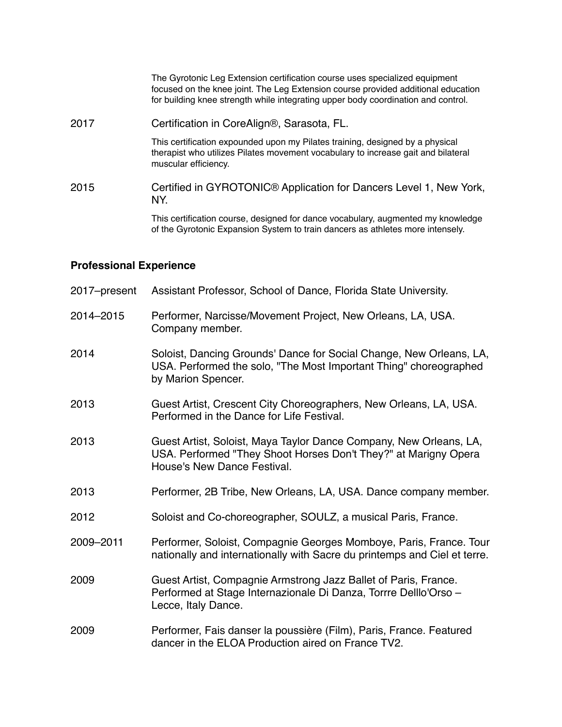The Gyrotonic Leg Extension certification course uses specialized equipment focused on the knee joint. The Leg Extension course provided additional education for building knee strength while integrating upper body coordination and control.

2017 Certification in CoreAlign®, Sarasota, FL.

This certification expounded upon my Pilates training, designed by a physical therapist who utilizes Pilates movement vocabulary to increase gait and bilateral muscular efficiency.

2015 Certified in GYROTONIC® Application for Dancers Level 1, New York, NY.

This certification course, designed for dance vocabulary, augmented my knowledge of the Gyrotonic Expansion System to train dancers as athletes more intensely.

## Professional Experience

2017–present Assistant Professor, School of Dance, Florida State University.

2014–2015 Performer, Narcisse/Movement Project, New Orleans, LA, USA. Company member.

2014 Soloist, Dancing Grounds' Dance for Social Change, New Orleans, LA, USA. Performed the solo, "The Most Important Thing" choreographed by Marion Spencer.

2013 Guest Artist, Crescent City Choreographers, New Orleans, LA, USA. Performed in the Dance for Life Festival.

2013 Guest Artist, Soloist, Maya Taylor Dance Company, New Orleans, LA, USA. Performed "They Shoot Horses Don't They?" at Marigny Opera House's New Dance Festival.

2013 Performer, 2B Tribe, New Orleans, LA, USA. Dance company member.

2012 Soloist and Co-choreographer, SOULZ, a musical Paris, France.

2009–2011 Performer, Soloist, Compagnie Georges Momboye, Paris, France. Tour nationally and internationally with Sacre du printemps and Ciel et terre.

2009 Guest Artist, Compagnie Armstrong Jazz Ballet of Paris, France. Performed at Stage Internazionale Di Danza, Torrre Delllo'Orso – Lecce, Italy Dance.

2009 Performer, Fais danser la poussière (Film), Paris, France. Featured dancer in the ELOA Production aired on France TV2.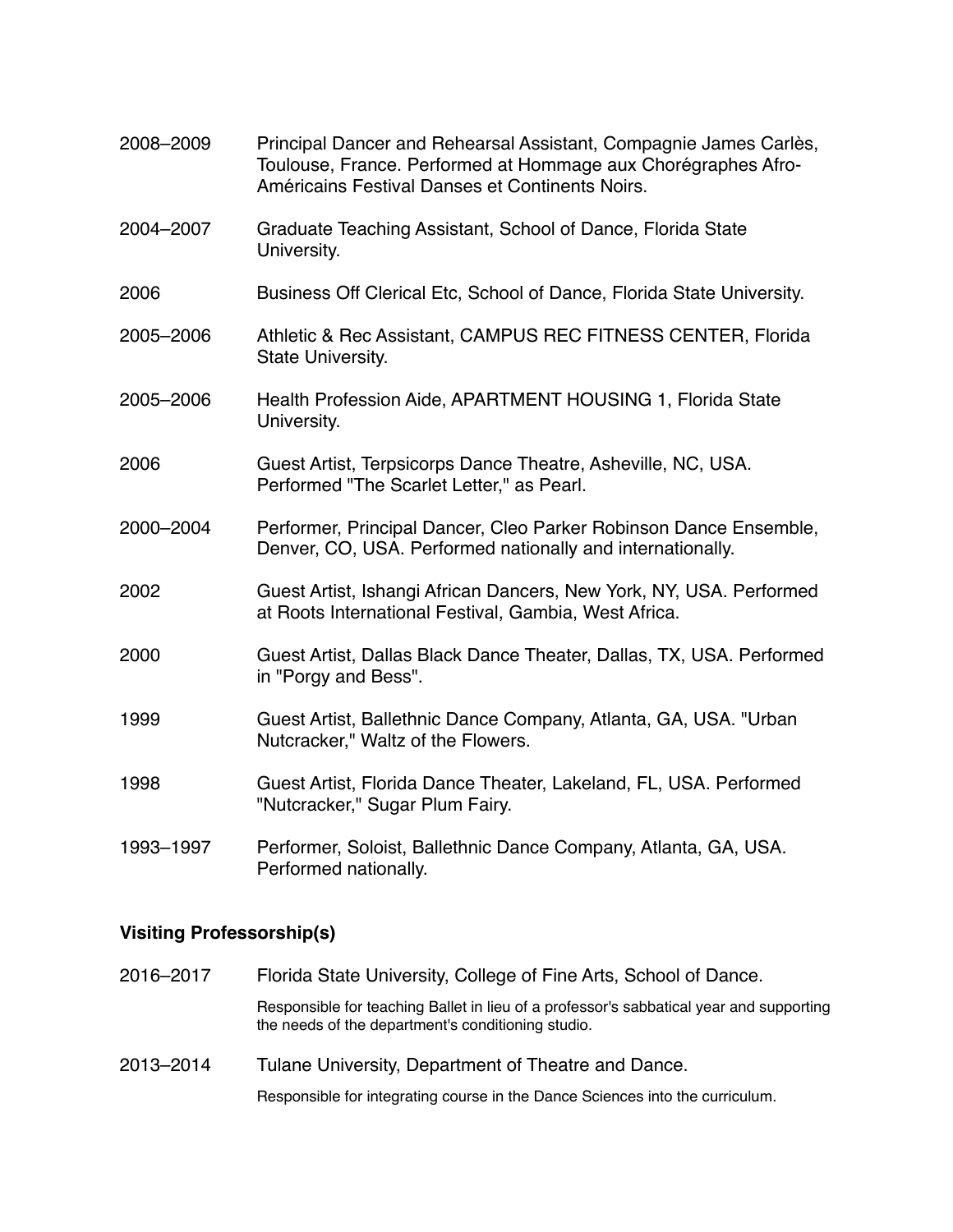2008–2009 Principal Dancer and Rehearsal Assistant, Compagnie James Carlès, Toulouse, France. Performed at Hommage aux Chorégraphes Afro-Américains Festival Danses et Continents Noirs.

2004–2007 Graduate Teaching Assistant, School of Dance, Florida State University.

2006 Business Off Clerical Etc, School of Dance, Florida State University.

2005–2006 Athletic & Rec Assistant, CAMPUS REC FITNESS CENTER, Florida State University.

2005–2006 Health Profession Aide, APARTMENT HOUSING 1, Florida State University.

2006 Guest Artist, Terpsicorps Dance Theatre, Asheville, NC, USA. Performed "The Scarlet Letter," as Pearl.

2000–2004 Performer, Principal Dancer, Cleo Parker Robinson Dance Ensemble, Denver, CO, USA. Performed nationally and internationally.

2002 Guest Artist, Ishangi African Dancers, New York, NY, USA. Performed at Roots International Festival, Gambia, West Africa.

2000 Guest Artist, Dallas Black Dance Theater, Dallas, TX, USA. Performed in "Porgy and Bess".

1999 Guest Artist, Ballethnic Dance Company, Atlanta, GA, USA. "Urban Nutcracker," Waltz of the Flowers.

1998 Guest Artist, Florida Dance Theater, Lakeland, FL, USA. Performed "Nutcracker," Sugar Plum Fairy.

1993–1997 Performer, Soloist, Ballethnic Dance Company, Atlanta, GA, USA. Performed nationally.

### Visiting Professorship(s)

2016–2017 Florida State University, College of Fine Arts, School of Dance.

Responsible for teaching Ballet in lieu of a professor's sabbatical year and supporting the needs of the department's conditioning studio.

2013–2014 Tulane University, Department of Theatre and Dance.

Responsible for integrating course in the Dance Sciences into the curriculum.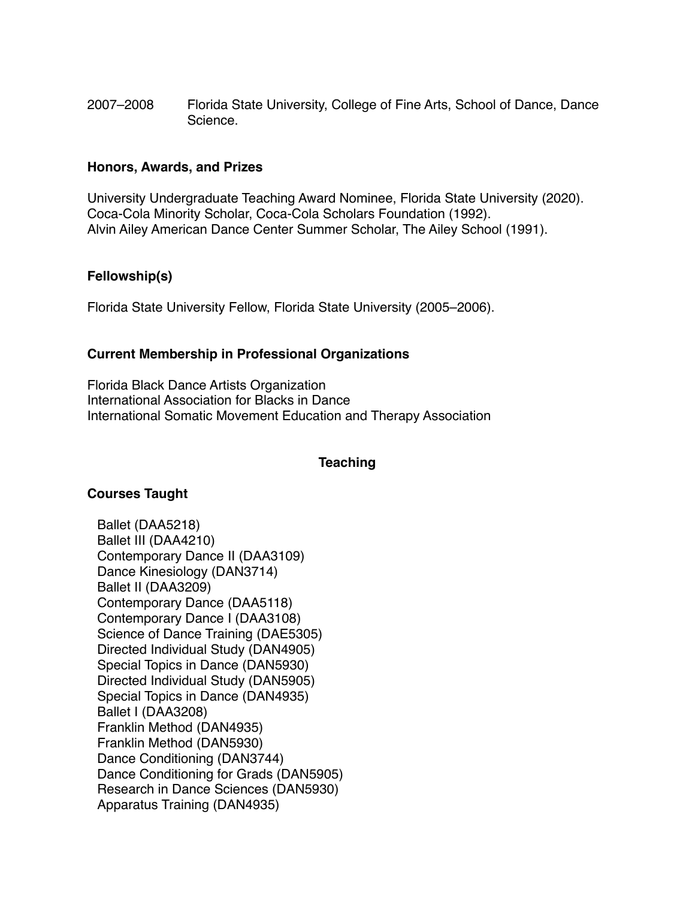2007–2008 Florida State University, College of Fine Arts, School of Dance, Dance Science.

### Honors, Awards, and Prizes

University Undergraduate Teaching Award Nominee, Florida State University (2020).
Coca-Cola Minority Scholar, Coca-Cola Scholars Foundation (1992).
Alvin Ailey American Dance Center Summer Scholar, The Ailey School (1991).

### Fellowship(s)

Florida State University Fellow, Florida State University (2005–2006).

### Current Membership in Professional Organizations

Florida Black Dance Artists Organization
International Association for Blacks in Dance
International Somatic Movement Education and Therapy Association

## Teaching

### Courses Taught

Ballet (DAA5218)
Ballet III (DAA4210)
Contemporary Dance II (DAA3109)
Dance Kinesiology (DAN3714)
Ballet II (DAA3209)
Contemporary Dance (DAA5118)
Contemporary Dance I (DAA3108)
Science of Dance Training (DAE5305)
Directed Individual Study (DAN4905)
Special Topics in Dance (DAN5930)
Directed Individual Study (DAN5905)
Special Topics in Dance (DAN4935)
Ballet I (DAA3208)
Franklin Method (DAN4935)
Franklin Method (DAN5930)
Dance Conditioning (DAN3744)
Dance Conditioning for Grads (DAN5905)
Research in Dance Sciences (DAN5930)
Apparatus Training (DAN4935)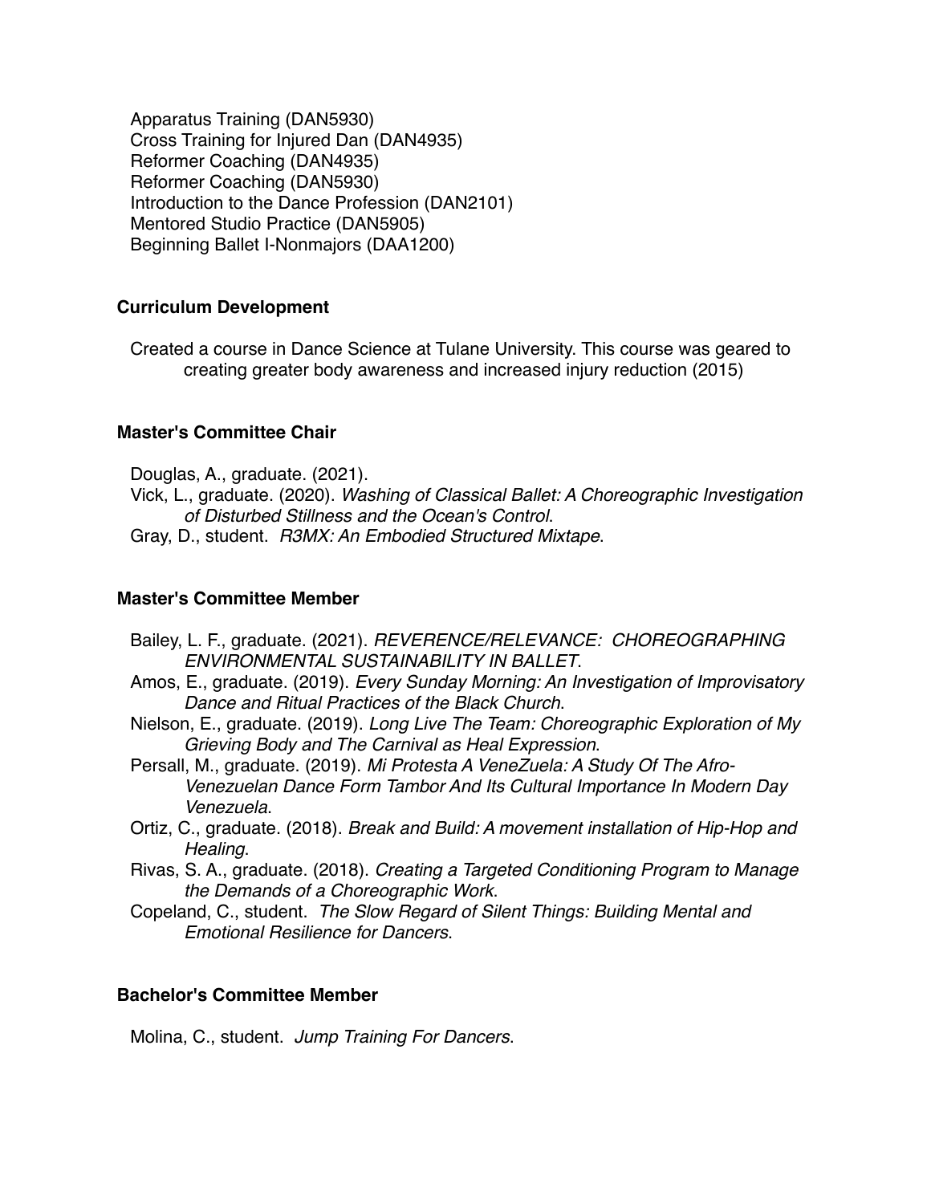Apparatus Training (DAN5930)
Cross Training for Injured Dan (DAN4935)
Reformer Coaching (DAN4935)
Reformer Coaching (DAN5930)
Introduction to the Dance Profession (DAN2101)
Mentored Studio Practice (DAN5905)
Beginning Ballet I-Nonmajors (DAA1200)

**Curriculum Development**

Created a course in Dance Science at Tulane University. This course was geared to creating greater body awareness and increased injury reduction (2015)

**Master's Committee Chair**

Douglas, A., graduate. (2021).
Vick, L., graduate. (2020). *Washing of Classical Ballet: A Choreographic Investigation of Disturbed Stillness and the Ocean's Control*.
Gray, D., student. *R3MX: An Embodied Structured Mixtape*.

**Master's Committee Member**

Bailey, L. F., graduate. (2021). *REVERENCE/RELEVANCE: CHOREOGRAPHING ENVIRONMENTAL SUSTAINABILITY IN BALLET*.
Amos, E., graduate. (2019). *Every Sunday Morning: An Investigation of Improvisatory Dance and Ritual Practices of the Black Church*.
Nielson, E., graduate. (2019). *Long Live The Team: Choreographic Exploration of My Grieving Body and The Carnival as Heal Expression*.
Persall, M., graduate. (2019). *Mi Protesta A VeneZuela: A Study Of The Afro-Venezuelan Dance Form Tambor And Its Cultural Importance In Modern Day Venezuela*.
Ortiz, C., graduate. (2018). *Break and Build: A movement installation of Hip-Hop and Healing*.
Rivas, S. A., graduate. (2018). *Creating a Targeted Conditioning Program to Manage the Demands of a Choreographic Work*.
Copeland, C., student. *The Slow Regard of Silent Things: Building Mental and Emotional Resilience for Dancers*.

**Bachelor's Committee Member**

Molina, C., student. *Jump Training For Dancers*.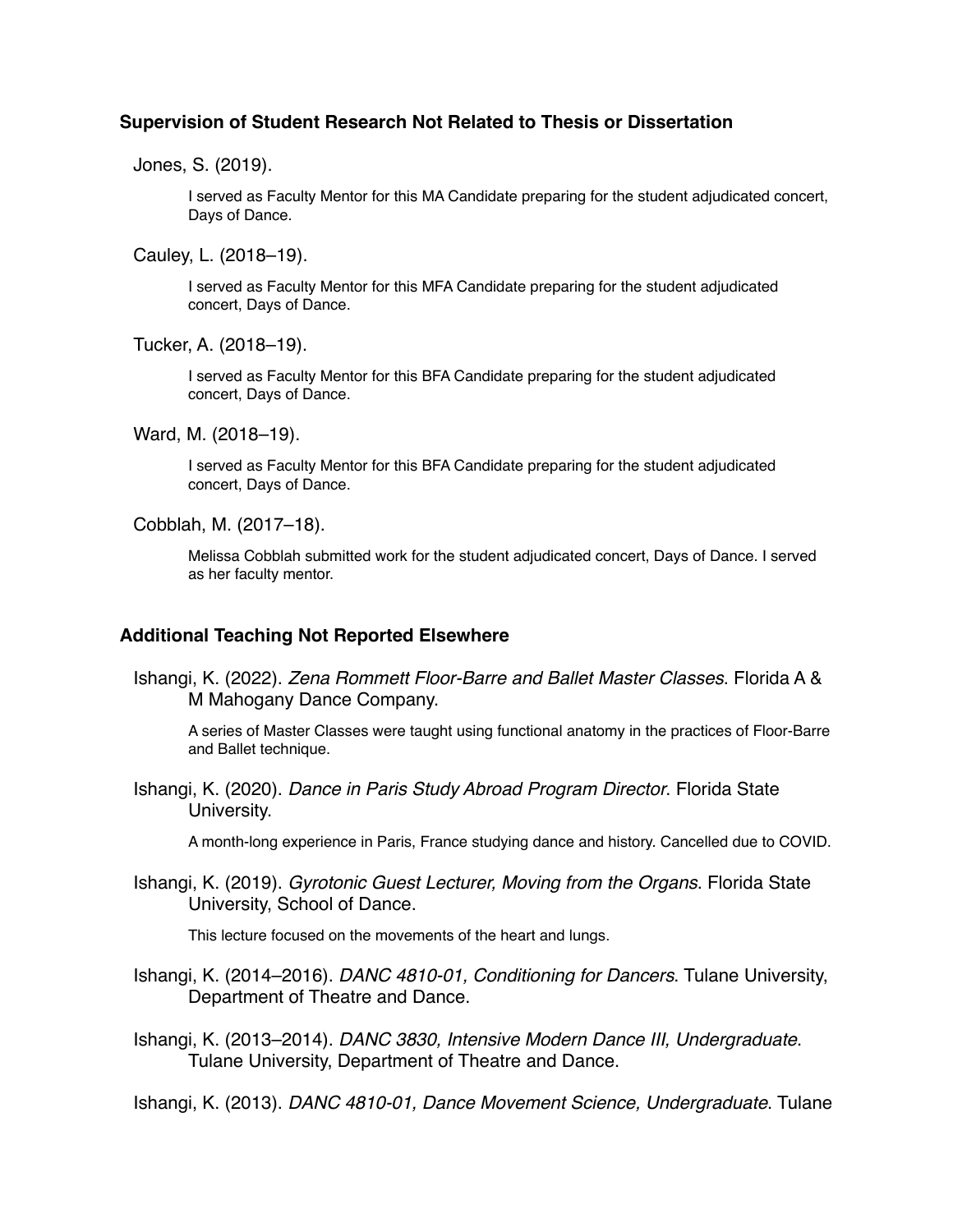### Supervision of Student Research Not Related to Thesis or Dissertation

Jones, S. (2019).

I served as Faculty Mentor for this MA Candidate preparing for the student adjudicated concert, Days of Dance.

Cauley, L. (2018–19).

I served as Faculty Mentor for this MFA Candidate preparing for the student adjudicated concert, Days of Dance.

Tucker, A. (2018–19).

I served as Faculty Mentor for this BFA Candidate preparing for the student adjudicated concert, Days of Dance.

Ward, M. (2018–19).

I served as Faculty Mentor for this BFA Candidate preparing for the student adjudicated concert, Days of Dance.

Cobblah, M. (2017–18).

Melissa Cobblah submitted work for the student adjudicated concert, Days of Dance. I served as her faculty mentor.

### Additional Teaching Not Reported Elsewhere

Ishangi, K. (2022). *Zena Rommett Floor-Barre and Ballet Master Classes*. Florida A & M Mahogany Dance Company.

A series of Master Classes were taught using functional anatomy in the practices of Floor-Barre and Ballet technique.

Ishangi, K. (2020). *Dance in Paris Study Abroad Program Director*. Florida State University.

A month-long experience in Paris, France studying dance and history. Cancelled due to COVID.

Ishangi, K. (2019). *Gyrotonic Guest Lecturer, Moving from the Organs*. Florida State University, School of Dance.

This lecture focused on the movements of the heart and lungs.

Ishangi, K. (2014–2016). *DANC 4810-01, Conditioning for Dancers*. Tulane University, Department of Theatre and Dance.

Ishangi, K. (2013–2014). *DANC 3830, Intensive Modern Dance III, Undergraduate*. Tulane University, Department of Theatre and Dance.

Ishangi, K. (2013). *DANC 4810-01, Dance Movement Science, Undergraduate*. Tulane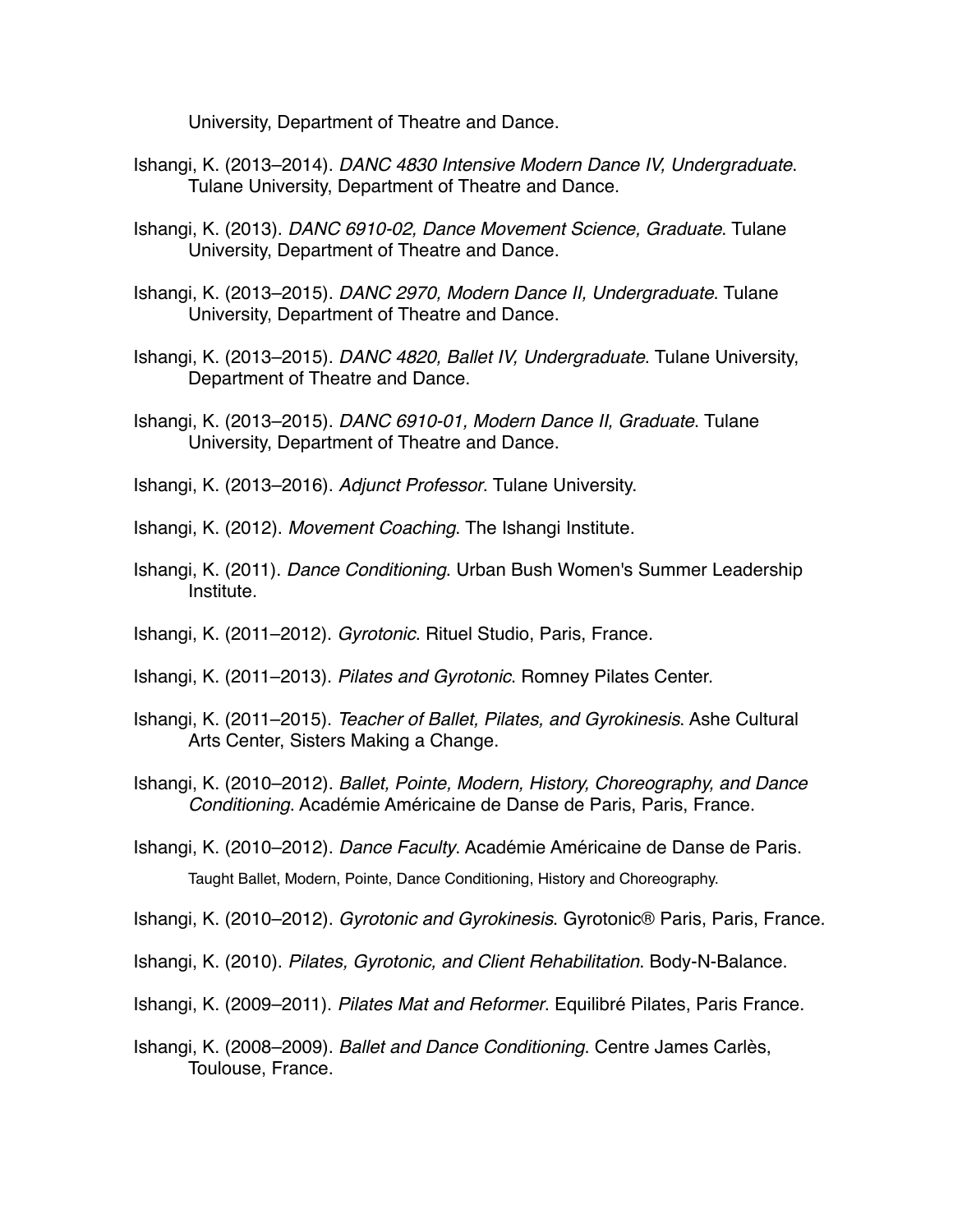University, Department of Theatre and Dance.

Ishangi, K. (2013–2014). *DANC 4830 Intensive Modern Dance IV, Undergraduate*. Tulane University, Department of Theatre and Dance.

Ishangi, K. (2013). *DANC 6910-02, Dance Movement Science, Graduate*. Tulane University, Department of Theatre and Dance.

Ishangi, K. (2013–2015). *DANC 2970, Modern Dance II, Undergraduate*. Tulane University, Department of Theatre and Dance.

Ishangi, K. (2013–2015). *DANC 4820, Ballet IV, Undergraduate*. Tulane University, Department of Theatre and Dance.

Ishangi, K. (2013–2015). *DANC 6910-01, Modern Dance II, Graduate*. Tulane University, Department of Theatre and Dance.

Ishangi, K. (2013–2016). *Adjunct Professor*. Tulane University.

Ishangi, K. (2012). *Movement Coaching*. The Ishangi Institute.

Ishangi, K. (2011). *Dance Conditioning*. Urban Bush Women's Summer Leadership Institute.

Ishangi, K. (2011–2012). *Gyrotonic*. Rituel Studio, Paris, France.

Ishangi, K. (2011–2013). *Pilates and Gyrotonic*. Romney Pilates Center.

Ishangi, K. (2011–2015). *Teacher of Ballet, Pilates, and Gyrokinesis*. Ashe Cultural Arts Center, Sisters Making a Change.

Ishangi, K. (2010–2012). *Ballet, Pointe, Modern, History, Choreography, and Dance Conditioning*. Académie Américaine de Danse de Paris, Paris, France.

Ishangi, K. (2010–2012). *Dance Faculty*. Académie Américaine de Danse de Paris.

Taught Ballet, Modern, Pointe, Dance Conditioning, History and Choreography.

Ishangi, K. (2010–2012). *Gyrotonic and Gyrokinesis*. Gyrotonic® Paris, Paris, France.

Ishangi, K. (2010). *Pilates, Gyrotonic, and Client Rehabilitation*. Body-N-Balance.

Ishangi, K. (2009–2011). *Pilates Mat and Reformer*. Equilibré Pilates, Paris France.

Ishangi, K. (2008–2009). *Ballet and Dance Conditioning*. Centre James Carlès, Toulouse, France.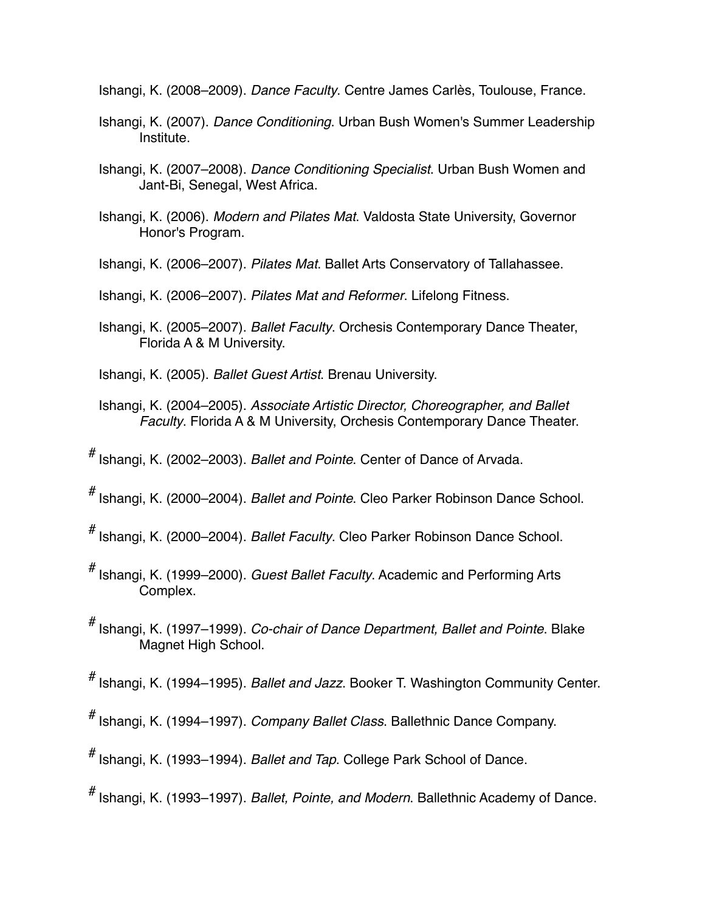Ishangi, K. (2008–2009). *Dance Faculty*. Centre James Carlès, Toulouse, France.

Ishangi, K. (2007). *Dance Conditioning*. Urban Bush Women's Summer Leadership Institute.

Ishangi, K. (2007–2008). *Dance Conditioning Specialist*. Urban Bush Women and Jant-Bi, Senegal, West Africa.

Ishangi, K. (2006). *Modern and Pilates Mat*. Valdosta State University, Governor Honor's Program.

Ishangi, K. (2006–2007). *Pilates Mat*. Ballet Arts Conservatory of Tallahassee.

Ishangi, K. (2006–2007). *Pilates Mat and Reformer*. Lifelong Fitness.

Ishangi, K. (2005–2007). *Ballet Faculty*. Orchesis Contemporary Dance Theater, Florida A & M University.

Ishangi, K. (2005). *Ballet Guest Artist*. Brenau University.

Ishangi, K. (2004–2005). *Associate Artistic Director, Choreographer, and Ballet Faculty*. Florida A & M University, Orchesis Contemporary Dance Theater.

# Ishangi, K. (2002–2003). *Ballet and Pointe*. Center of Dance of Arvada.

# Ishangi, K. (2000–2004). *Ballet and Pointe*. Cleo Parker Robinson Dance School.

# Ishangi, K. (2000–2004). *Ballet Faculty*. Cleo Parker Robinson Dance School.

# Ishangi, K. (1999–2000). *Guest Ballet Faculty*. Academic and Performing Arts Complex.

# Ishangi, K. (1997–1999). *Co-chair of Dance Department, Ballet and Pointe*. Blake Magnet High School.

# Ishangi, K. (1994–1995). *Ballet and Jazz*. Booker T. Washington Community Center.

# Ishangi, K. (1994–1997). *Company Ballet Class*. Ballethnic Dance Company.

# Ishangi, K. (1993–1994). *Ballet and Tap*. College Park School of Dance.

# Ishangi, K. (1993–1997). *Ballet, Pointe, and Modern*. Ballethnic Academy of Dance.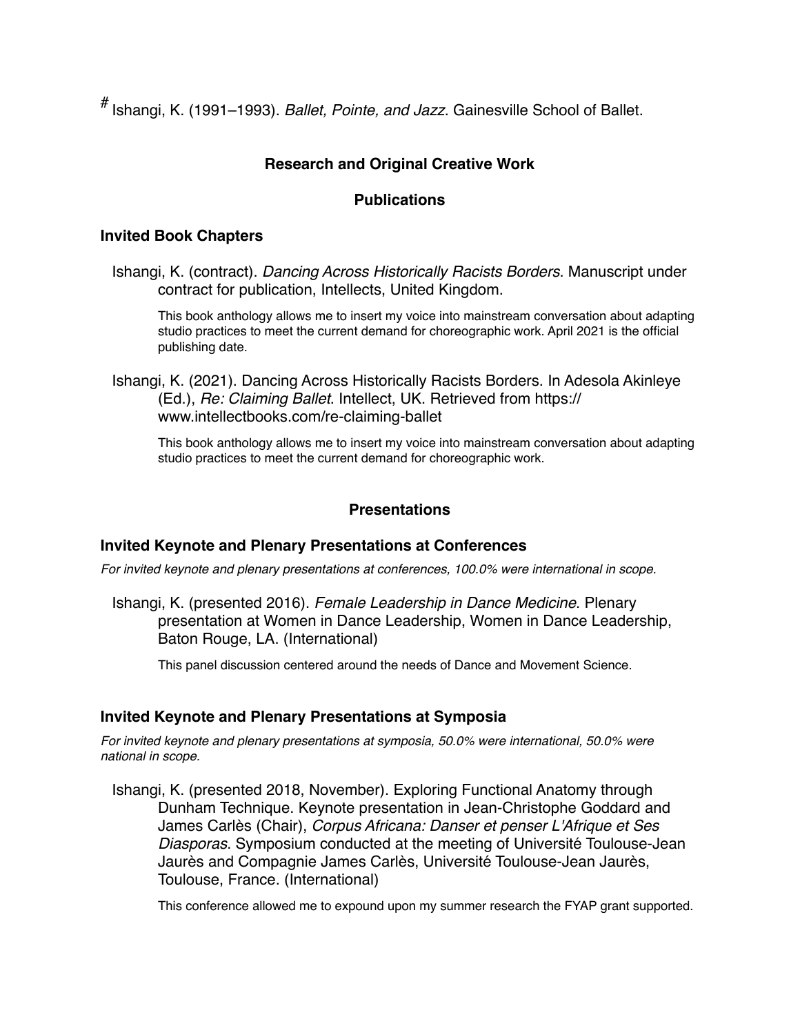# Ishangi, K. (1991–1993). *Ballet, Pointe, and Jazz*. Gainesville School of Ballet.

## Research and Original Creative Work

## Publications

### Invited Book Chapters

Ishangi, K. (contract). *Dancing Across Historically Racists Borders*. Manuscript under contract for publication, Intellects, United Kingdom.

> This book anthology allows me to insert my voice into mainstream conversation about adapting studio practices to meet the current demand for choreographic work. April 2021 is the official publishing date.

Ishangi, K. (2021). Dancing Across Historically Racists Borders. In Adesola Akinleye (Ed.), *Re: Claiming Ballet*. Intellect, UK. Retrieved from https://www.intellectbooks.com/re-claiming-ballet

> This book anthology allows me to insert my voice into mainstream conversation about adapting studio practices to meet the current demand for choreographic work.

## Presentations

### Invited Keynote and Plenary Presentations at Conferences

*For invited keynote and plenary presentations at conferences, 100.0% were international in scope.*

Ishangi, K. (presented 2016). *Female Leadership in Dance Medicine*. Plenary presentation at Women in Dance Leadership, Women in Dance Leadership, Baton Rouge, LA. (International)

> This panel discussion centered around the needs of Dance and Movement Science.

### Invited Keynote and Plenary Presentations at Symposia

*For invited keynote and plenary presentations at symposia, 50.0% were international, 50.0% were national in scope.*

Ishangi, K. (presented 2018, November). Exploring Functional Anatomy through Dunham Technique. Keynote presentation in Jean-Christophe Goddard and James Carlès (Chair), *Corpus Africana: Danser et penser L'Afrique et Ses Diasporas*. Symposium conducted at the meeting of Université Toulouse-Jean Jaurès and Compagnie James Carlès, Université Toulouse-Jean Jaurès, Toulouse, France. (International)

> This conference allowed me to expound upon my summer research the FYAP grant supported.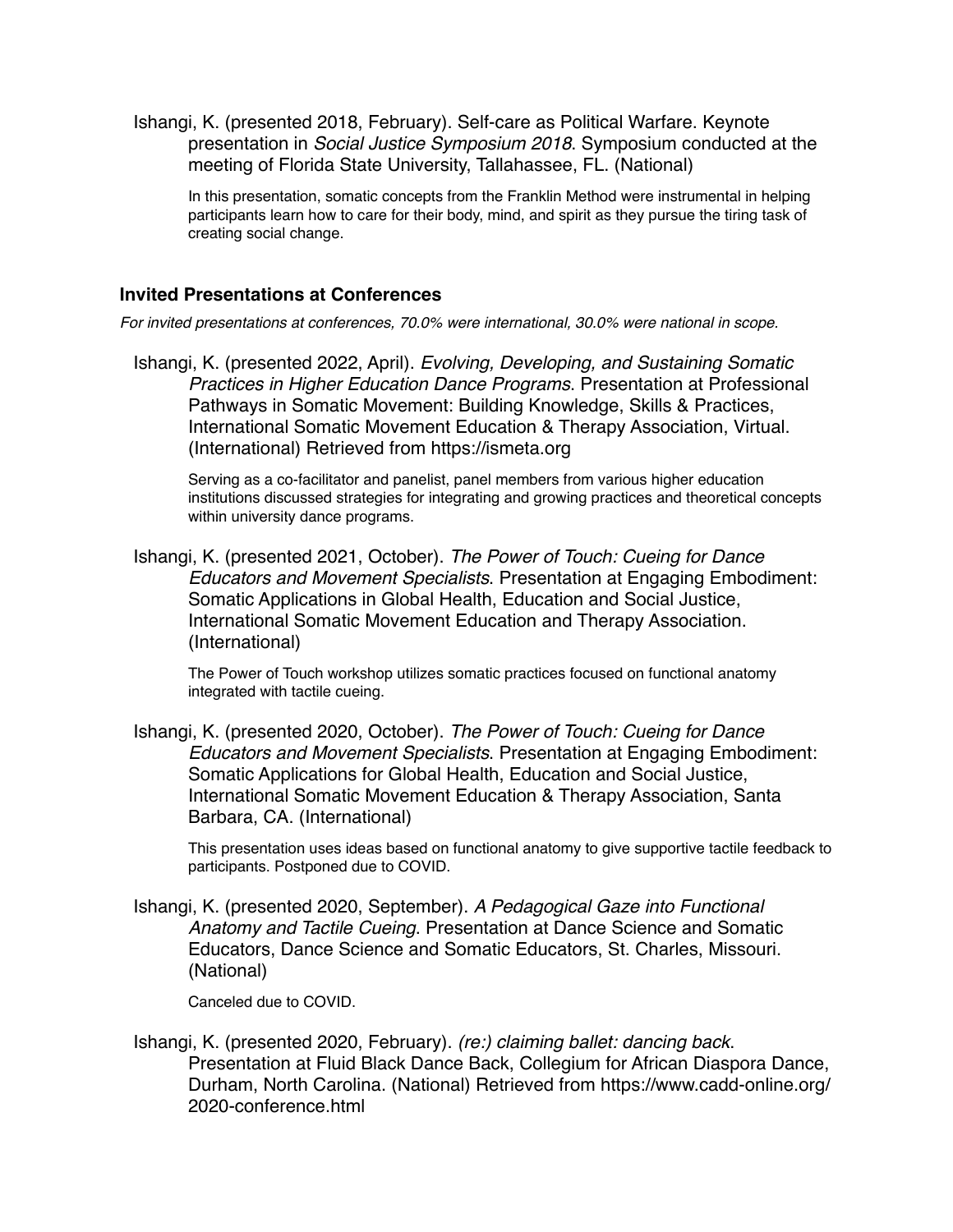Ishangi, K. (presented 2018, February). Self-care as Political Warfare. Keynote presentation in *Social Justice Symposium 2018*. Symposium conducted at the meeting of Florida State University, Tallahassee, FL. (National)

In this presentation, somatic concepts from the Franklin Method were instrumental in helping participants learn how to care for their body, mind, and spirit as they pursue the tiring task of creating social change.

### Invited Presentations at Conferences

*For invited presentations at conferences, 70.0% were international, 30.0% were national in scope.*

Ishangi, K. (presented 2022, April). *Evolving, Developing, and Sustaining Somatic Practices in Higher Education Dance Programs*. Presentation at Professional Pathways in Somatic Movement: Building Knowledge, Skills & Practices, International Somatic Movement Education & Therapy Association, Virtual. (International) Retrieved from https://ismeta.org

Serving as a co-facilitator and panelist, panel members from various higher education institutions discussed strategies for integrating and growing practices and theoretical concepts within university dance programs.

Ishangi, K. (presented 2021, October). *The Power of Touch: Cueing for Dance Educators and Movement Specialists*. Presentation at Engaging Embodiment: Somatic Applications in Global Health, Education and Social Justice, International Somatic Movement Education and Therapy Association. (International)

The Power of Touch workshop utilizes somatic practices focused on functional anatomy integrated with tactile cueing.

Ishangi, K. (presented 2020, October). *The Power of Touch: Cueing for Dance Educators and Movement Specialists*. Presentation at Engaging Embodiment: Somatic Applications for Global Health, Education and Social Justice, International Somatic Movement Education & Therapy Association, Santa Barbara, CA. (International)

This presentation uses ideas based on functional anatomy to give supportive tactile feedback to participants. Postponed due to COVID.

Ishangi, K. (presented 2020, September). *A Pedagogical Gaze into Functional Anatomy and Tactile Cueing*. Presentation at Dance Science and Somatic Educators, Dance Science and Somatic Educators, St. Charles, Missouri. (National)

Canceled due to COVID.

Ishangi, K. (presented 2020, February). *(re:) claiming ballet: dancing back*. Presentation at Fluid Black Dance Back, Collegium for African Diaspora Dance, Durham, North Carolina. (National) Retrieved from https://www.cadd-online.org/2020-conference.html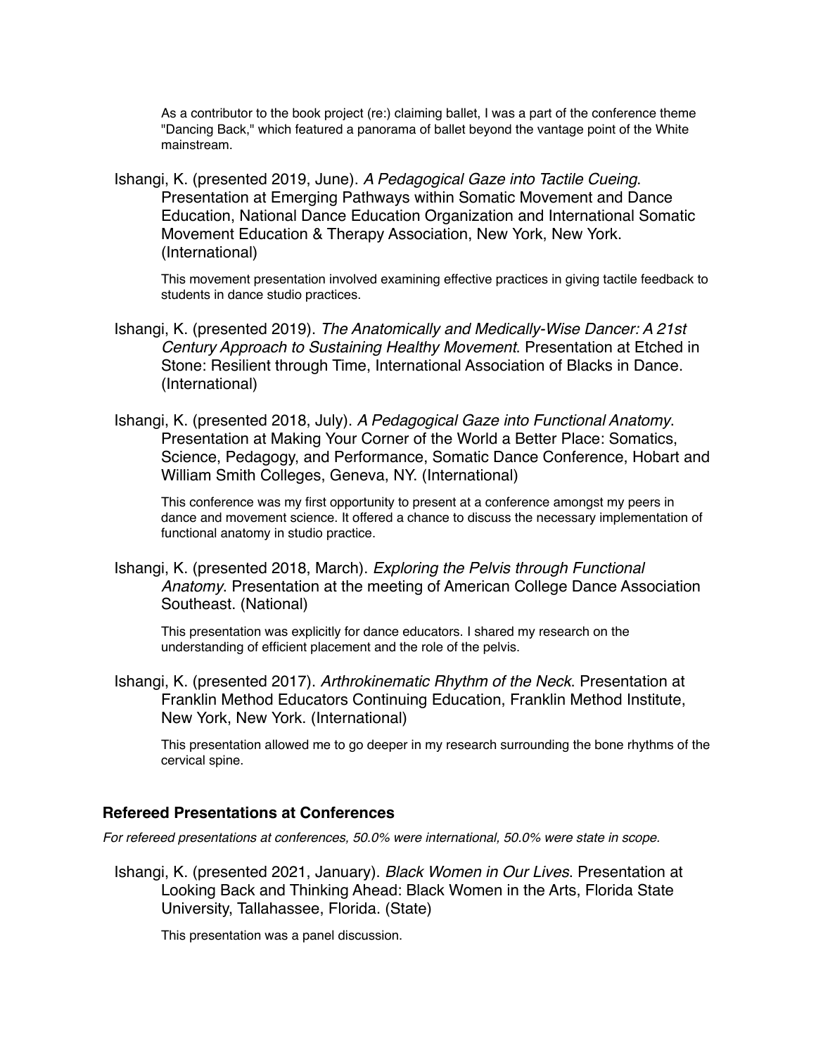As a contributor to the book project (re:) claiming ballet, I was a part of the conference theme "Dancing Back," which featured a panorama of ballet beyond the vantage point of the White mainstream.

Ishangi, K. (presented 2019, June). *A Pedagogical Gaze into Tactile Cueing*. Presentation at Emerging Pathways within Somatic Movement and Dance Education, National Dance Education Organization and International Somatic Movement Education & Therapy Association, New York, New York. (International)

This movement presentation involved examining effective practices in giving tactile feedback to students in dance studio practices.

Ishangi, K. (presented 2019). *The Anatomically and Medically-Wise Dancer: A 21st Century Approach to Sustaining Healthy Movement*. Presentation at Etched in Stone: Resilient through Time, International Association of Blacks in Dance. (International)

Ishangi, K. (presented 2018, July). *A Pedagogical Gaze into Functional Anatomy*. Presentation at Making Your Corner of the World a Better Place: Somatics, Science, Pedagogy, and Performance, Somatic Dance Conference, Hobart and William Smith Colleges, Geneva, NY. (International)

This conference was my first opportunity to present at a conference amongst my peers in dance and movement science. It offered a chance to discuss the necessary implementation of functional anatomy in studio practice.

Ishangi, K. (presented 2018, March). *Exploring the Pelvis through Functional Anatomy*. Presentation at the meeting of American College Dance Association Southeast. (National)

This presentation was explicitly for dance educators. I shared my research on the understanding of efficient placement and the role of the pelvis.

Ishangi, K. (presented 2017). *Arthrokinematic Rhythm of the Neck*. Presentation at Franklin Method Educators Continuing Education, Franklin Method Institute, New York, New York. (International)

This presentation allowed me to go deeper in my research surrounding the bone rhythms of the cervical spine.

### Refereed Presentations at Conferences

*For refereed presentations at conferences, 50.0% were international, 50.0% were state in scope.*

Ishangi, K. (presented 2021, January). *Black Women in Our Lives*. Presentation at Looking Back and Thinking Ahead: Black Women in the Arts, Florida State University, Tallahassee, Florida. (State)

This presentation was a panel discussion.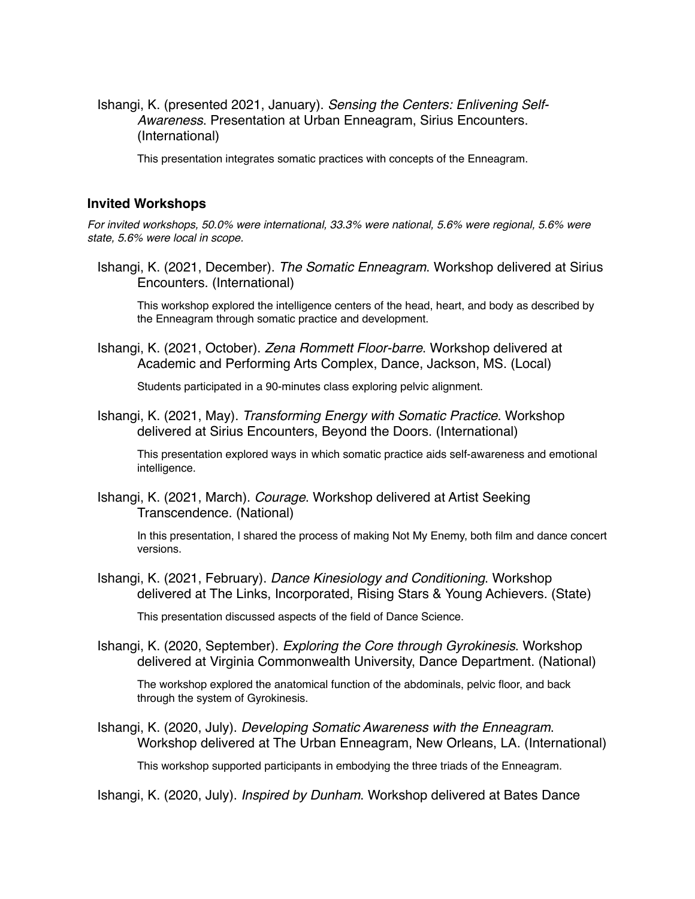Ishangi, K. (presented 2021, January). *Sensing the Centers: Enlivening Self-Awareness*. Presentation at Urban Enneagram, Sirius Encounters. (International)

This presentation integrates somatic practices with concepts of the Enneagram.

### Invited Workshops

*For invited workshops, 50.0% were international, 33.3% were national, 5.6% were regional, 5.6% were state, 5.6% were local in scope.*

Ishangi, K. (2021, December). *The Somatic Enneagram*. Workshop delivered at Sirius Encounters. (International)

This workshop explored the intelligence centers of the head, heart, and body as described by the Enneagram through somatic practice and development.

Ishangi, K. (2021, October). *Zena Rommett Floor-barre*. Workshop delivered at Academic and Performing Arts Complex, Dance, Jackson, MS. (Local)

Students participated in a 90-minutes class exploring pelvic alignment.

Ishangi, K. (2021, May). *Transforming Energy with Somatic Practice*. Workshop delivered at Sirius Encounters, Beyond the Doors. (International)

This presentation explored ways in which somatic practice aids self-awareness and emotional intelligence.

Ishangi, K. (2021, March). *Courage*. Workshop delivered at Artist Seeking Transcendence. (National)

In this presentation, I shared the process of making Not My Enemy, both film and dance concert versions.

Ishangi, K. (2021, February). *Dance Kinesiology and Conditioning*. Workshop delivered at The Links, Incorporated, Rising Stars & Young Achievers. (State)

This presentation discussed aspects of the field of Dance Science.

Ishangi, K. (2020, September). *Exploring the Core through Gyrokinesis*. Workshop delivered at Virginia Commonwealth University, Dance Department. (National)

The workshop explored the anatomical function of the abdominals, pelvic floor, and back through the system of Gyrokinesis.

Ishangi, K. (2020, July). *Developing Somatic Awareness with the Enneagram*. Workshop delivered at The Urban Enneagram, New Orleans, LA. (International)

This workshop supported participants in embodying the three triads of the Enneagram.

Ishangi, K. (2020, July). *Inspired by Dunham*. Workshop delivered at Bates Dance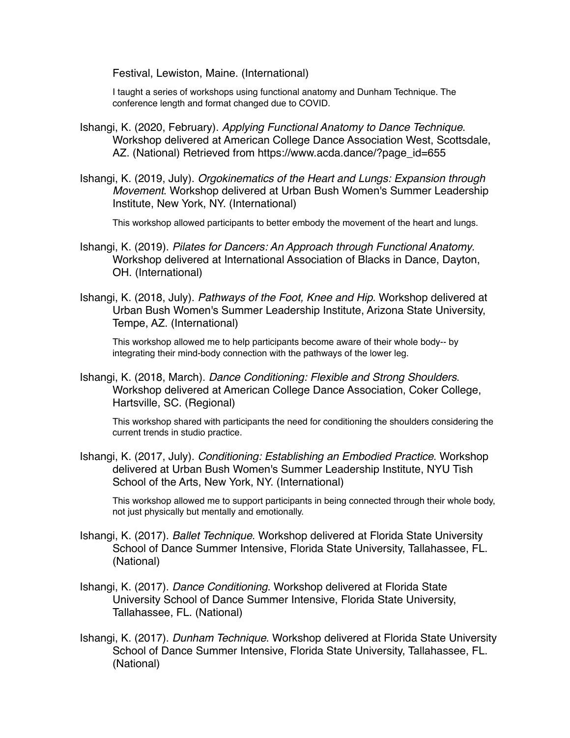Festival, Lewiston, Maine. (International)

I taught a series of workshops using functional anatomy and Dunham Technique. The conference length and format changed due to COVID.

Ishangi, K. (2020, February). *Applying Functional Anatomy to Dance Technique*. Workshop delivered at American College Dance Association West, Scottsdale, AZ. (National) Retrieved from https://www.acda.dance/?page_id=655

Ishangi, K. (2019, July). *Orgokinematics of the Heart and Lungs: Expansion through Movement*. Workshop delivered at Urban Bush Women's Summer Leadership Institute, New York, NY. (International)

This workshop allowed participants to better embody the movement of the heart and lungs.

Ishangi, K. (2019). *Pilates for Dancers: An Approach through Functional Anatomy*. Workshop delivered at International Association of Blacks in Dance, Dayton, OH. (International)

Ishangi, K. (2018, July). *Pathways of the Foot, Knee and Hip*. Workshop delivered at Urban Bush Women's Summer Leadership Institute, Arizona State University, Tempe, AZ. (International)

This workshop allowed me to help participants become aware of their whole body-- by integrating their mind-body connection with the pathways of the lower leg.

Ishangi, K. (2018, March). *Dance Conditioning: Flexible and Strong Shoulders*. Workshop delivered at American College Dance Association, Coker College, Hartsville, SC. (Regional)

This workshop shared with participants the need for conditioning the shoulders considering the current trends in studio practice.

Ishangi, K. (2017, July). *Conditioning: Establishing an Embodied Practice*. Workshop delivered at Urban Bush Women's Summer Leadership Institute, NYU Tish School of the Arts, New York, NY. (International)

This workshop allowed me to support participants in being connected through their whole body, not just physically but mentally and emotionally.

Ishangi, K. (2017). *Ballet Technique*. Workshop delivered at Florida State University School of Dance Summer Intensive, Florida State University, Tallahassee, FL. (National)

Ishangi, K. (2017). *Dance Conditioning*. Workshop delivered at Florida State University School of Dance Summer Intensive, Florida State University, Tallahassee, FL. (National)

Ishangi, K. (2017). *Dunham Technique*. Workshop delivered at Florida State University School of Dance Summer Intensive, Florida State University, Tallahassee, FL. (National)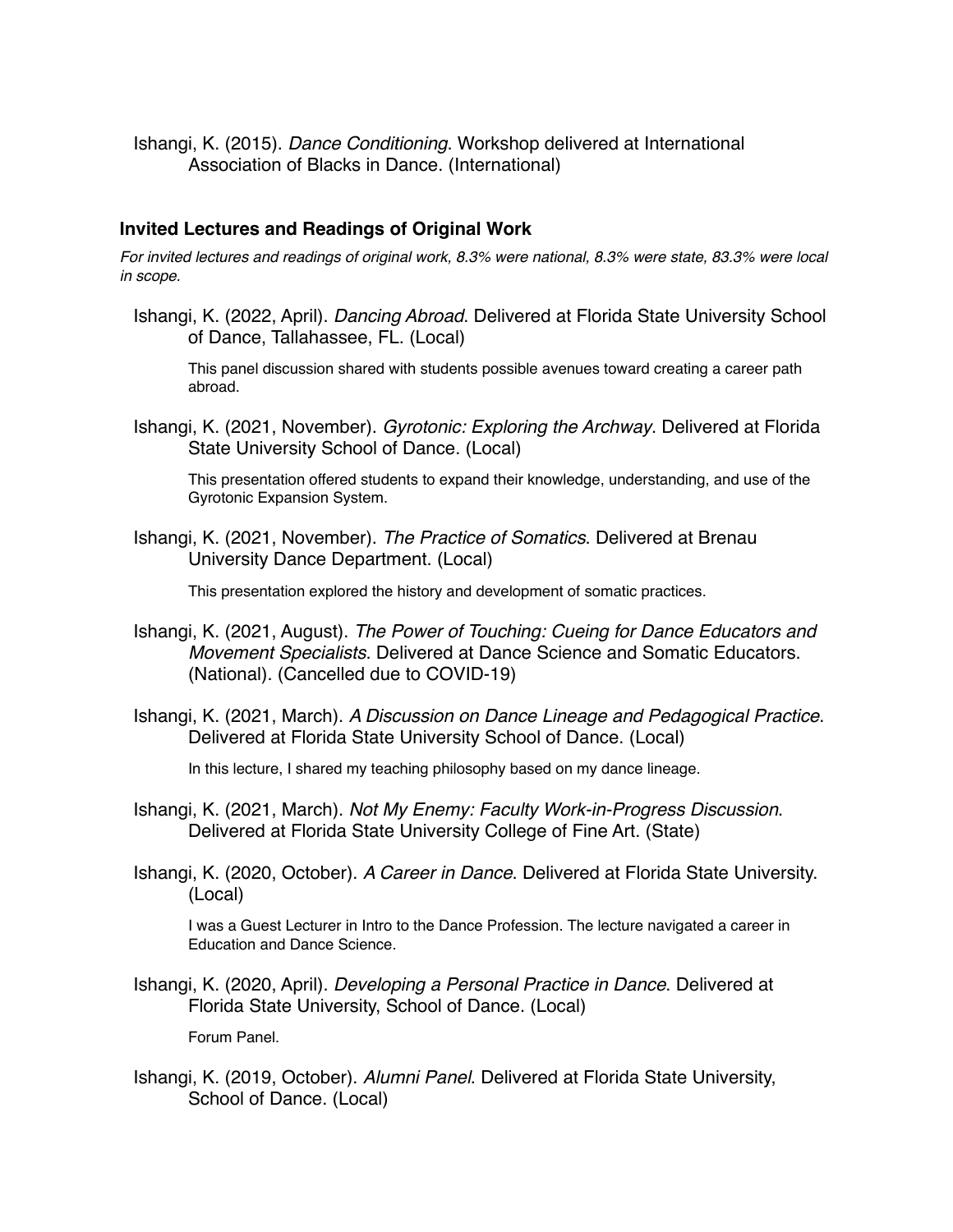Ishangi, K. (2015). *Dance Conditioning*. Workshop delivered at International Association of Blacks in Dance. (International)

### Invited Lectures and Readings of Original Work

*For invited lectures and readings of original work, 8.3% were national, 8.3% were state, 83.3% were local in scope.*

Ishangi, K. (2022, April). *Dancing Abroad*. Delivered at Florida State University School of Dance, Tallahassee, FL. (Local)

This panel discussion shared with students possible avenues toward creating a career path abroad.

Ishangi, K. (2021, November). *Gyrotonic: Exploring the Archway*. Delivered at Florida State University School of Dance. (Local)

This presentation offered students to expand their knowledge, understanding, and use of the Gyrotonic Expansion System.

Ishangi, K. (2021, November). *The Practice of Somatics*. Delivered at Brenau University Dance Department. (Local)

This presentation explored the history and development of somatic practices.

Ishangi, K. (2021, August). *The Power of Touching: Cueing for Dance Educators and Movement Specialists*. Delivered at Dance Science and Somatic Educators. (National). (Cancelled due to COVID-19)

Ishangi, K. (2021, March). *A Discussion on Dance Lineage and Pedagogical Practice*. Delivered at Florida State University School of Dance. (Local)

In this lecture, I shared my teaching philosophy based on my dance lineage.

Ishangi, K. (2021, March). *Not My Enemy: Faculty Work-in-Progress Discussion*. Delivered at Florida State University College of Fine Art. (State)

Ishangi, K. (2020, October). *A Career in Dance*. Delivered at Florida State University. (Local)

I was a Guest Lecturer in Intro to the Dance Profession. The lecture navigated a career in Education and Dance Science.

Ishangi, K. (2020, April). *Developing a Personal Practice in Dance*. Delivered at Florida State University, School of Dance. (Local)

Forum Panel.

Ishangi, K. (2019, October). *Alumni Panel*. Delivered at Florida State University, School of Dance. (Local)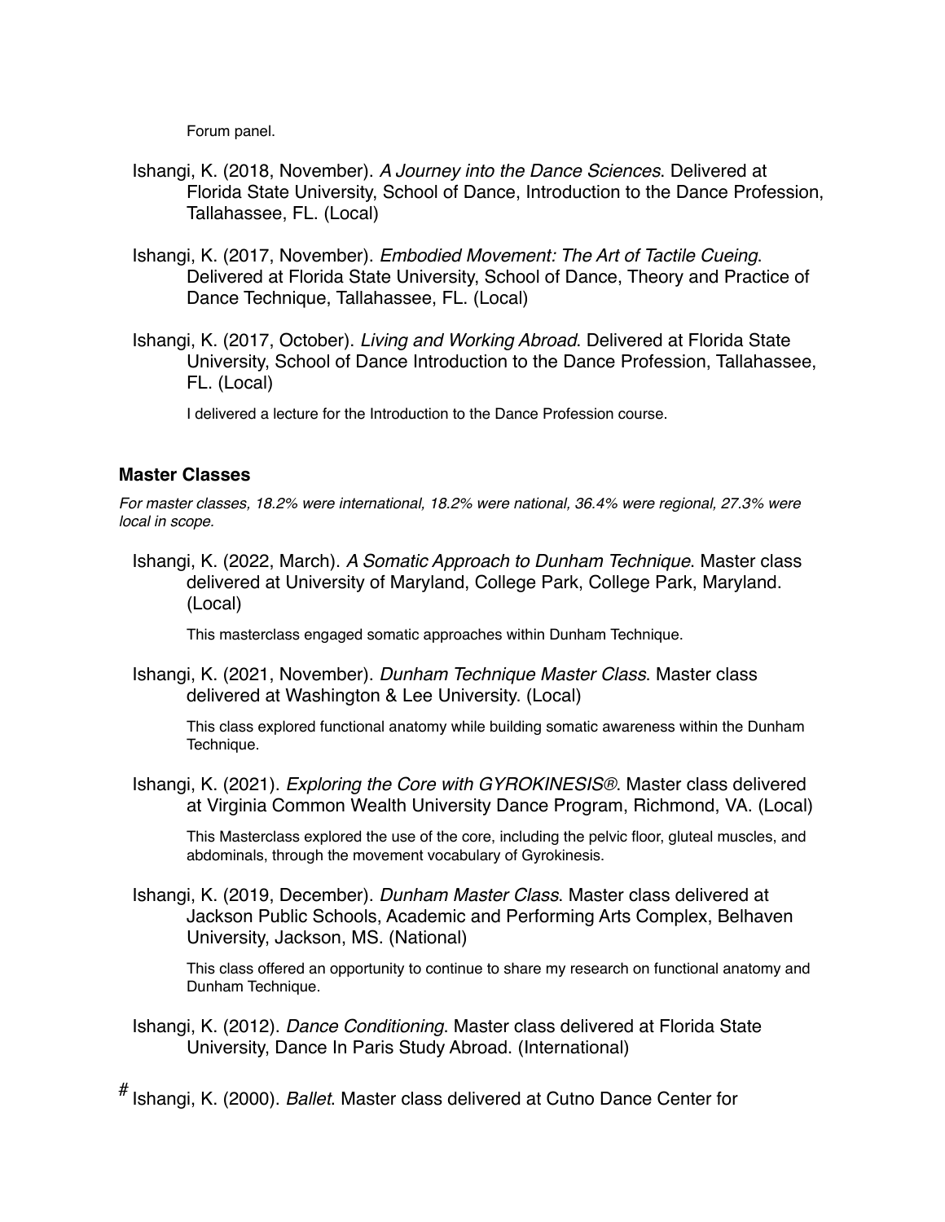Forum panel.

Ishangi, K. (2018, November). *A Journey into the Dance Sciences*. Delivered at Florida State University, School of Dance, Introduction to the Dance Profession, Tallahassee, FL. (Local)

Ishangi, K. (2017, November). *Embodied Movement: The Art of Tactile Cueing*. Delivered at Florida State University, School of Dance, Theory and Practice of Dance Technique, Tallahassee, FL. (Local)

Ishangi, K. (2017, October). *Living and Working Abroad*. Delivered at Florida State University, School of Dance Introduction to the Dance Profession, Tallahassee, FL. (Local)

I delivered a lecture for the Introduction to the Dance Profession course.

### Master Classes

*For master classes, 18.2% were international, 18.2% were national, 36.4% were regional, 27.3% were local in scope.*

Ishangi, K. (2022, March). *A Somatic Approach to Dunham Technique*. Master class delivered at University of Maryland, College Park, College Park, Maryland. (Local)

This masterclass engaged somatic approaches within Dunham Technique.

Ishangi, K. (2021, November). *Dunham Technique Master Class*. Master class delivered at Washington & Lee University. (Local)

This class explored functional anatomy while building somatic awareness within the Dunham Technique.

Ishangi, K. (2021). *Exploring the Core with GYROKINESIS®*. Master class delivered at Virginia Common Wealth University Dance Program, Richmond, VA. (Local)

This Masterclass explored the use of the core, including the pelvic floor, gluteal muscles, and abdominals, through the movement vocabulary of Gyrokinesis.

Ishangi, K. (2019, December). *Dunham Master Class*. Master class delivered at Jackson Public Schools, Academic and Performing Arts Complex, Belhaven University, Jackson, MS. (National)

This class offered an opportunity to continue to share my research on functional anatomy and Dunham Technique.

Ishangi, K. (2012). *Dance Conditioning*. Master class delivered at Florida State University, Dance In Paris Study Abroad. (International)

# Ishangi, K. (2000). *Ballet*. Master class delivered at Cutno Dance Center for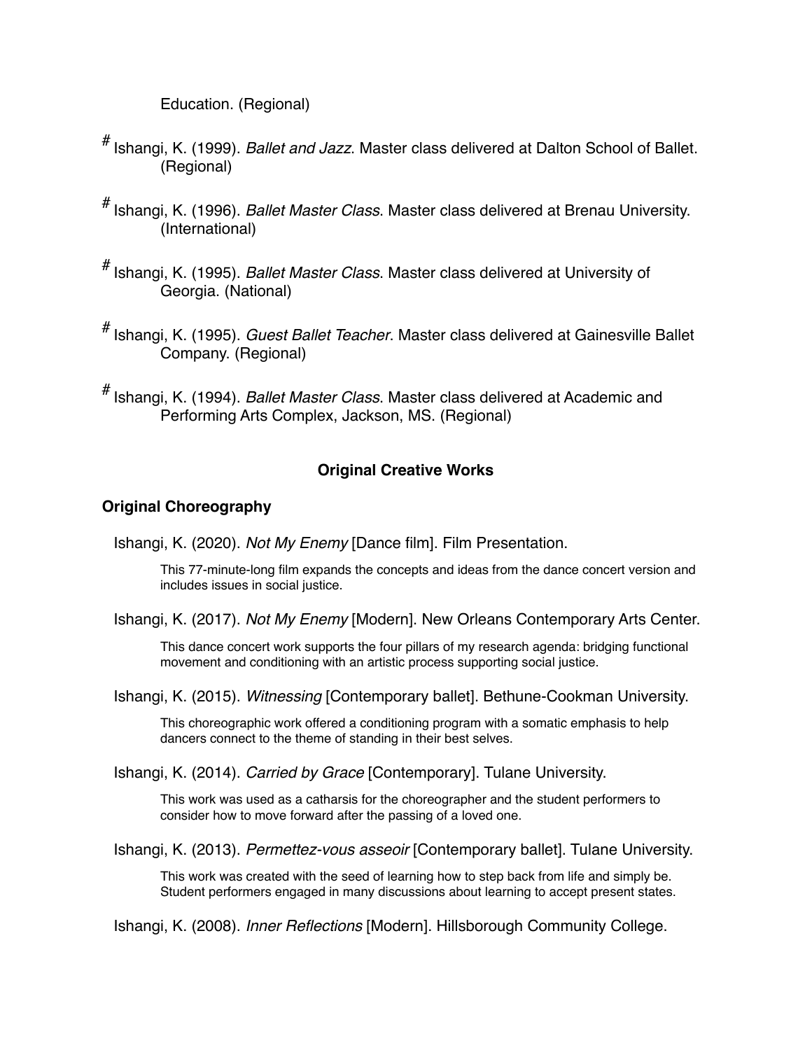Education. (Regional)

# Ishangi, K. (1999). *Ballet and Jazz*. Master class delivered at Dalton School of Ballet. (Regional)

# Ishangi, K. (1996). *Ballet Master Class*. Master class delivered at Brenau University. (International)

# Ishangi, K. (1995). *Ballet Master Class*. Master class delivered at University of Georgia. (National)

# Ishangi, K. (1995). *Guest Ballet Teacher*. Master class delivered at Gainesville Ballet Company. (Regional)

# Ishangi, K. (1994). *Ballet Master Class*. Master class delivered at Academic and Performing Arts Complex, Jackson, MS. (Regional)

## Original Creative Works

### Original Choreography

Ishangi, K. (2020). *Not My Enemy* [Dance film]. Film Presentation.

This 77-minute-long film expands the concepts and ideas from the dance concert version and includes issues in social justice.

Ishangi, K. (2017). *Not My Enemy* [Modern]. New Orleans Contemporary Arts Center.

This dance concert work supports the four pillars of my research agenda: bridging functional movement and conditioning with an artistic process supporting social justice.

Ishangi, K. (2015). *Witnessing* [Contemporary ballet]. Bethune-Cookman University.

This choreographic work offered a conditioning program with a somatic emphasis to help dancers connect to the theme of standing in their best selves.

Ishangi, K. (2014). *Carried by Grace* [Contemporary]. Tulane University.

This work was used as a catharsis for the choreographer and the student performers to consider how to move forward after the passing of a loved one.

Ishangi, K. (2013). *Permettez-vous asseoir* [Contemporary ballet]. Tulane University.

This work was created with the seed of learning how to step back from life and simply be. Student performers engaged in many discussions about learning to accept present states.

Ishangi, K. (2008). *Inner Reflections* [Modern]. Hillsborough Community College.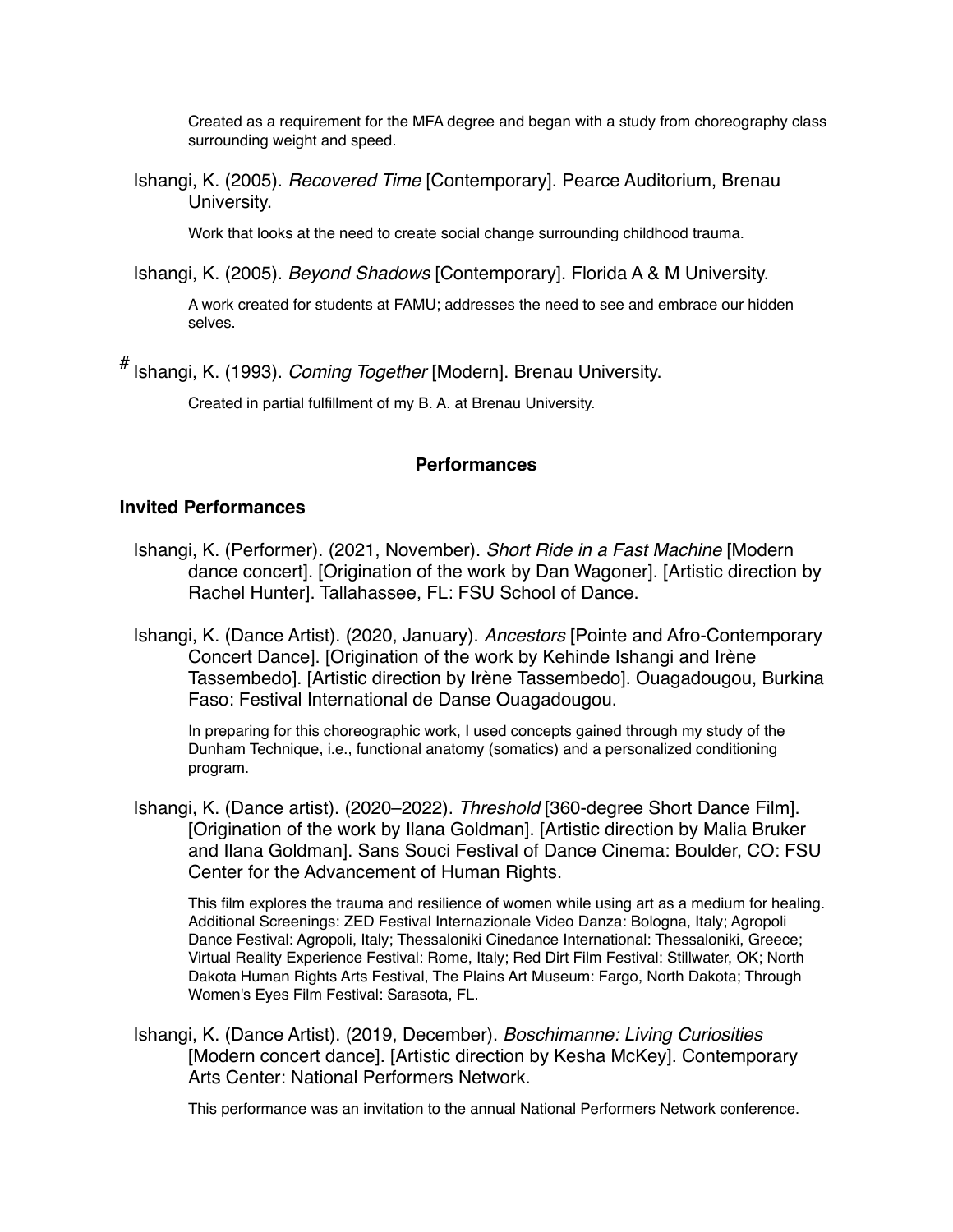Created as a requirement for the MFA degree and began with a study from choreography class surrounding weight and speed.

Ishangi, K. (2005). *Recovered Time* [Contemporary]. Pearce Auditorium, Brenau University.

Work that looks at the need to create social change surrounding childhood trauma.

Ishangi, K. (2005). *Beyond Shadows* [Contemporary]. Florida A & M University.

A work created for students at FAMU; addresses the need to see and embrace our hidden selves.

# Ishangi, K. (1993). *Coming Together* [Modern]. Brenau University.

Created in partial fulfillment of my B. A. at Brenau University.

## Performances

### Invited Performances

Ishangi, K. (Performer). (2021, November). *Short Ride in a Fast Machine* [Modern dance concert]. [Origination of the work by Dan Wagoner]. [Artistic direction by Rachel Hunter]. Tallahassee, FL: FSU School of Dance.

Ishangi, K. (Dance Artist). (2020, January). *Ancestors* [Pointe and Afro-Contemporary Concert Dance]. [Origination of the work by Kehinde Ishangi and Irène Tassembedo]. [Artistic direction by Irène Tassembedo]. Ouagadougou, Burkina Faso: Festival International de Danse Ouagadougou.

In preparing for this choreographic work, I used concepts gained through my study of the Dunham Technique, i.e., functional anatomy (somatics) and a personalized conditioning program.

Ishangi, K. (Dance artist). (2020–2022). *Threshold* [360-degree Short Dance Film]. [Origination of the work by Ilana Goldman]. [Artistic direction by Malia Bruker and Ilana Goldman]. Sans Souci Festival of Dance Cinema: Boulder, CO: FSU Center for the Advancement of Human Rights.

This film explores the trauma and resilience of women while using art as a medium for healing. Additional Screenings: ZED Festival Internazionale Video Danza: Bologna, Italy; Agropoli Dance Festival: Agropoli, Italy; Thessaloniki Cinedance International: Thessaloniki, Greece; Virtual Reality Experience Festival: Rome, Italy; Red Dirt Film Festival: Stillwater, OK; North Dakota Human Rights Arts Festival, The Plains Art Museum: Fargo, North Dakota; Through Women's Eyes Film Festival: Sarasota, FL.

Ishangi, K. (Dance Artist). (2019, December). *Boschimanne: Living Curiosities* [Modern concert dance]. [Artistic direction by Kesha McKey]. Contemporary Arts Center: National Performers Network.

This performance was an invitation to the annual National Performers Network conference.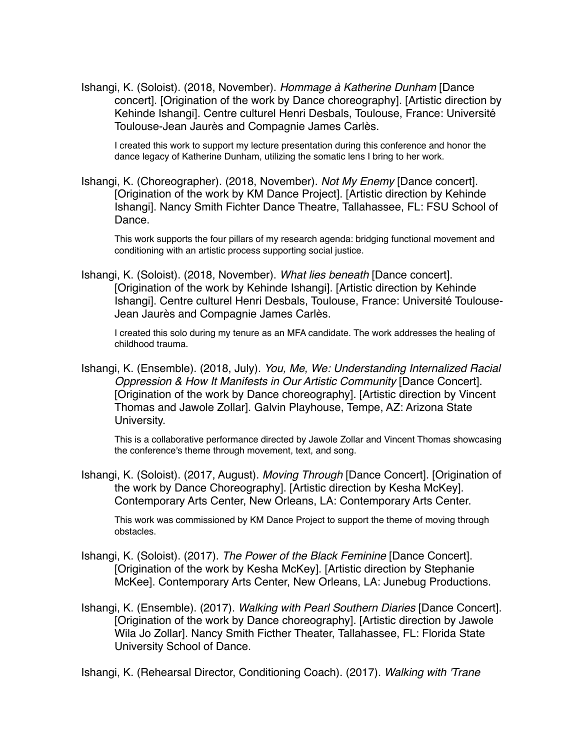Ishangi, K. (Soloist). (2018, November). *Hommage à Katherine Dunham* [Dance concert]. [Origination of the work by Dance choreography]. [Artistic direction by Kehinde Ishangi]. Centre culturel Henri Desbals, Toulouse, France: Université Toulouse-Jean Jaurès and Compagnie James Carlès.

> I created this work to support my lecture presentation during this conference and honor the dance legacy of Katherine Dunham, utilizing the somatic lens I bring to her work.

Ishangi, K. (Choreographer). (2018, November). *Not My Enemy* [Dance concert]. [Origination of the work by KM Dance Project]. [Artistic direction by Kehinde Ishangi]. Nancy Smith Fichter Dance Theatre, Tallahassee, FL: FSU School of Dance.

> This work supports the four pillars of my research agenda: bridging functional movement and conditioning with an artistic process supporting social justice.

Ishangi, K. (Soloist). (2018, November). *What lies beneath* [Dance concert]. [Origination of the work by Kehinde Ishangi]. [Artistic direction by Kehinde Ishangi]. Centre culturel Henri Desbals, Toulouse, France: Université Toulouse-Jean Jaurès and Compagnie James Carlès.

> I created this solo during my tenure as an MFA candidate. The work addresses the healing of childhood trauma.

Ishangi, K. (Ensemble). (2018, July). *You, Me, We: Understanding Internalized Racial Oppression & How It Manifests in Our Artistic Community* [Dance Concert]. [Origination of the work by Dance choreography]. [Artistic direction by Vincent Thomas and Jawole Zollar]. Galvin Playhouse, Tempe, AZ: Arizona State University.

> This is a collaborative performance directed by Jawole Zollar and Vincent Thomas showcasing the conference's theme through movement, text, and song.

Ishangi, K. (Soloist). (2017, August). *Moving Through* [Dance Concert]. [Origination of the work by Dance Choreography]. [Artistic direction by Kesha McKey]. Contemporary Arts Center, New Orleans, LA: Contemporary Arts Center.

> This work was commissioned by KM Dance Project to support the theme of moving through obstacles.

Ishangi, K. (Soloist). (2017). *The Power of the Black Feminine* [Dance Concert]. [Origination of the work by Kesha McKey]. [Artistic direction by Stephanie McKee]. Contemporary Arts Center, New Orleans, LA: Junebug Productions.

Ishangi, K. (Ensemble). (2017). *Walking with Pearl Southern Diaries* [Dance Concert]. [Origination of the work by Dance choreography]. [Artistic direction by Jawole Wila Jo Zollar]. Nancy Smith Ficther Theater, Tallahassee, FL: Florida State University School of Dance.

Ishangi, K. (Rehearsal Director, Conditioning Coach). (2017). *Walking with 'Trane*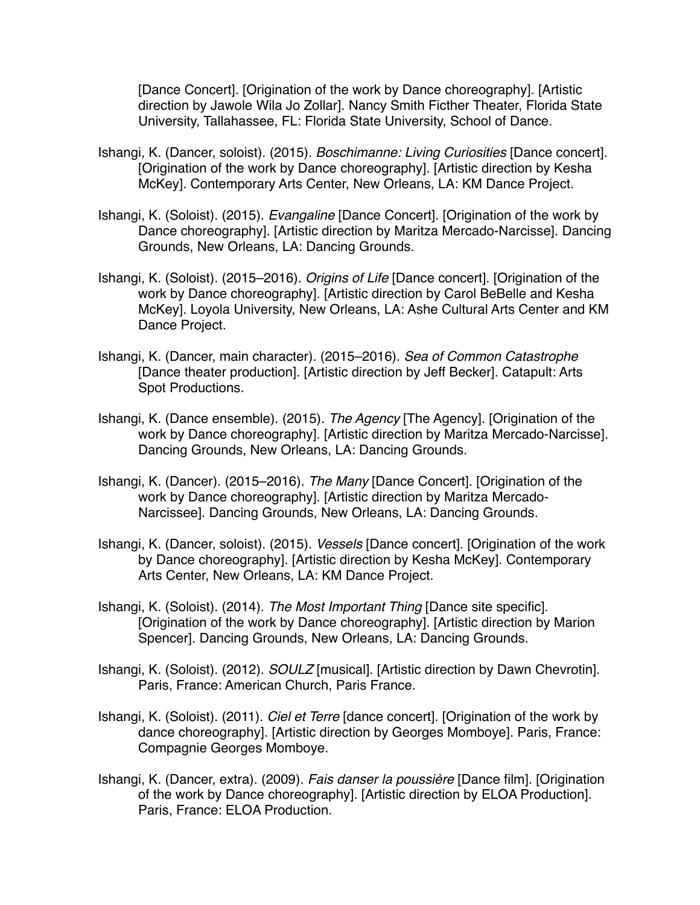[Dance Concert]. [Origination of the work by Dance choreography]. [Artistic direction by Jawole Wila Jo Zollar]. Nancy Smith Ficther Theater, Florida State University, Tallahassee, FL: Florida State University, School of Dance.

Ishangi, K. (Dancer, soloist). (2015). *Boschimanne: Living Curiosities* [Dance concert]. [Origination of the work by Dance choreography]. [Artistic direction by Kesha McKey]. Contemporary Arts Center, New Orleans, LA: KM Dance Project.

Ishangi, K. (Soloist). (2015). *Evangaline* [Dance Concert]. [Origination of the work by Dance choreography]. [Artistic direction by Maritza Mercado-Narcisse]. Dancing Grounds, New Orleans, LA: Dancing Grounds.

Ishangi, K. (Soloist). (2015–2016). *Origins of Life* [Dance concert]. [Origination of the work by Dance choreography]. [Artistic direction by Carol BeBelle and Kesha McKey]. Loyola University, New Orleans, LA: Ashe Cultural Arts Center and KM Dance Project.

Ishangi, K. (Dancer, main character). (2015–2016). *Sea of Common Catastrophe* [Dance theater production]. [Artistic direction by Jeff Becker]. Catapult: Arts Spot Productions.

Ishangi, K. (Dance ensemble). (2015). *The Agency* [The Agency]. [Origination of the work by Dance choreography]. [Artistic direction by Maritza Mercado-Narcisse]. Dancing Grounds, New Orleans, LA: Dancing Grounds.

Ishangi, K. (Dancer). (2015–2016). *The Many* [Dance Concert]. [Origination of the work by Dance choreography]. [Artistic direction by Maritza Mercado-Narcissee]. Dancing Grounds, New Orleans, LA: Dancing Grounds.

Ishangi, K. (Dancer, soloist). (2015). *Vessels* [Dance concert]. [Origination of the work by Dance choreography]. [Artistic direction by Kesha McKey]. Contemporary Arts Center, New Orleans, LA: KM Dance Project.

Ishangi, K. (Soloist). (2014). *The Most Important Thing* [Dance site specific]. [Origination of the work by Dance choreography]. [Artistic direction by Marion Spencer]. Dancing Grounds, New Orleans, LA: Dancing Grounds.

Ishangi, K. (Soloist). (2012). *SOULZ* [musical]. [Artistic direction by Dawn Chevrotin]. Paris, France: American Church, Paris France.

Ishangi, K. (Soloist). (2011). *Ciel et Terre* [dance concert]. [Origination of the work by dance choreography]. [Artistic direction by Georges Momboye]. Paris, France: Compagnie Georges Momboye.

Ishangi, K. (Dancer, extra). (2009). *Fais danser la poussière* [Dance film]. [Origination of the work by Dance choreography]. [Artistic direction by ELOA Production]. Paris, France: ELOA Production.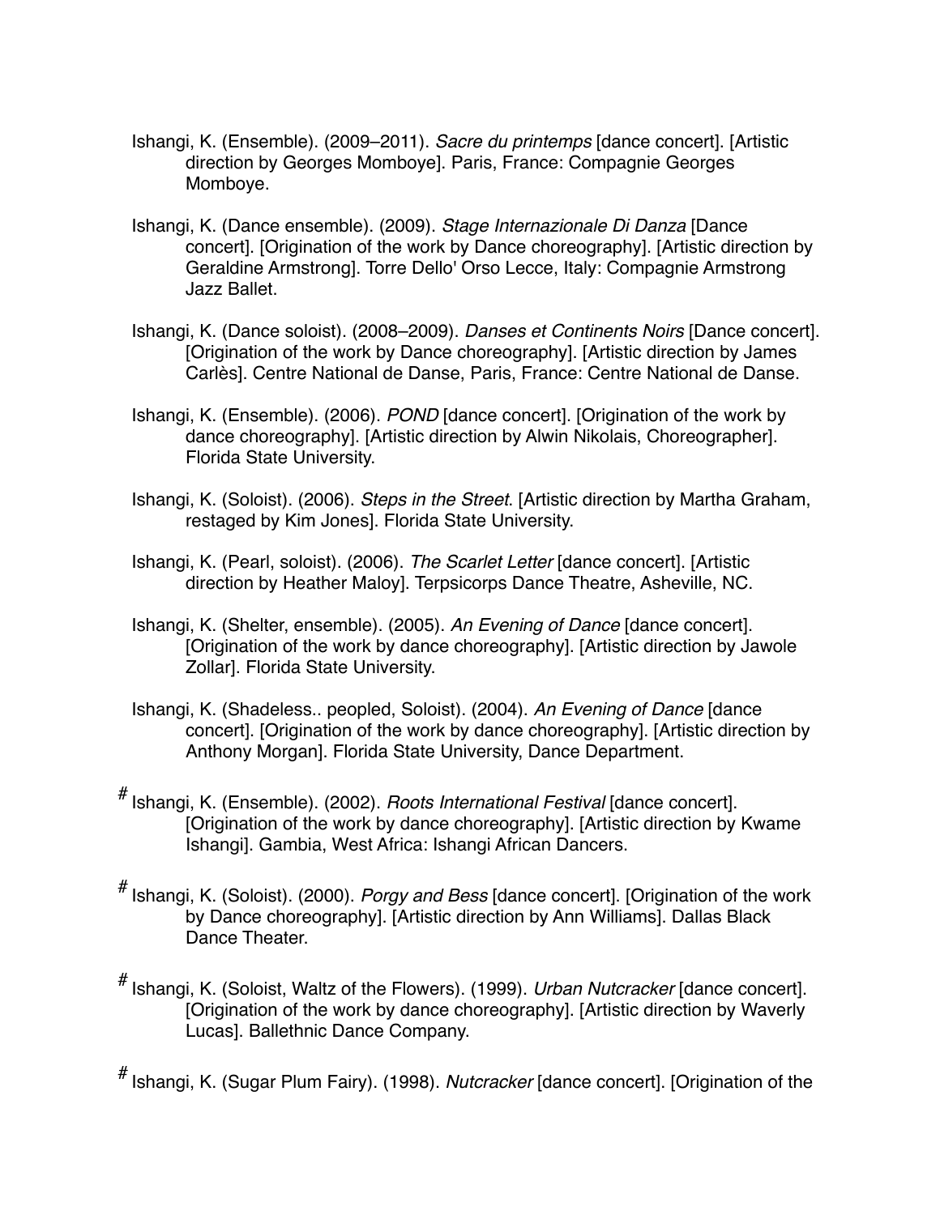Ishangi, K. (Ensemble). (2009–2011). *Sacre du printemps* [dance concert]. [Artistic direction by Georges Momboye]. Paris, France: Compagnie Georges Momboye.

Ishangi, K. (Dance ensemble). (2009). *Stage Internazionale Di Danza* [Dance concert]. [Origination of the work by Dance choreography]. [Artistic direction by Geraldine Armstrong]. Torre Dello' Orso Lecce, Italy: Compagnie Armstrong Jazz Ballet.

Ishangi, K. (Dance soloist). (2008–2009). *Danses et Continents Noirs* [Dance concert]. [Origination of the work by Dance choreography]. [Artistic direction by James Carlès]. Centre National de Danse, Paris, France: Centre National de Danse.

Ishangi, K. (Ensemble). (2006). *POND* [dance concert]. [Origination of the work by dance choreography]. [Artistic direction by Alwin Nikolais, Choreographer]. Florida State University.

Ishangi, K. (Soloist). (2006). *Steps in the Street*. [Artistic direction by Martha Graham, restaged by Kim Jones]. Florida State University.

Ishangi, K. (Pearl, soloist). (2006). *The Scarlet Letter* [dance concert]. [Artistic direction by Heather Maloy]. Terpsicorps Dance Theatre, Asheville, NC.

Ishangi, K. (Shelter, ensemble). (2005). *An Evening of Dance* [dance concert]. [Origination of the work by dance choreography]. [Artistic direction by Jawole Zollar]. Florida State University.

Ishangi, K. (Shadeless.. peopled, Soloist). (2004). *An Evening of Dance* [dance concert]. [Origination of the work by dance choreography]. [Artistic direction by Anthony Morgan]. Florida State University, Dance Department.

# Ishangi, K. (Ensemble). (2002). *Roots International Festival* [dance concert]. [Origination of the work by dance choreography]. [Artistic direction by Kwame Ishangi]. Gambia, West Africa: Ishangi African Dancers.

# Ishangi, K. (Soloist). (2000). *Porgy and Bess* [dance concert]. [Origination of the work by Dance choreography]. [Artistic direction by Ann Williams]. Dallas Black Dance Theater.

# Ishangi, K. (Soloist, Waltz of the Flowers). (1999). *Urban Nutcracker* [dance concert]. [Origination of the work by dance choreography]. [Artistic direction by Waverly Lucas]. Ballethnic Dance Company.

# Ishangi, K. (Sugar Plum Fairy). (1998). *Nutcracker* [dance concert]. [Origination of the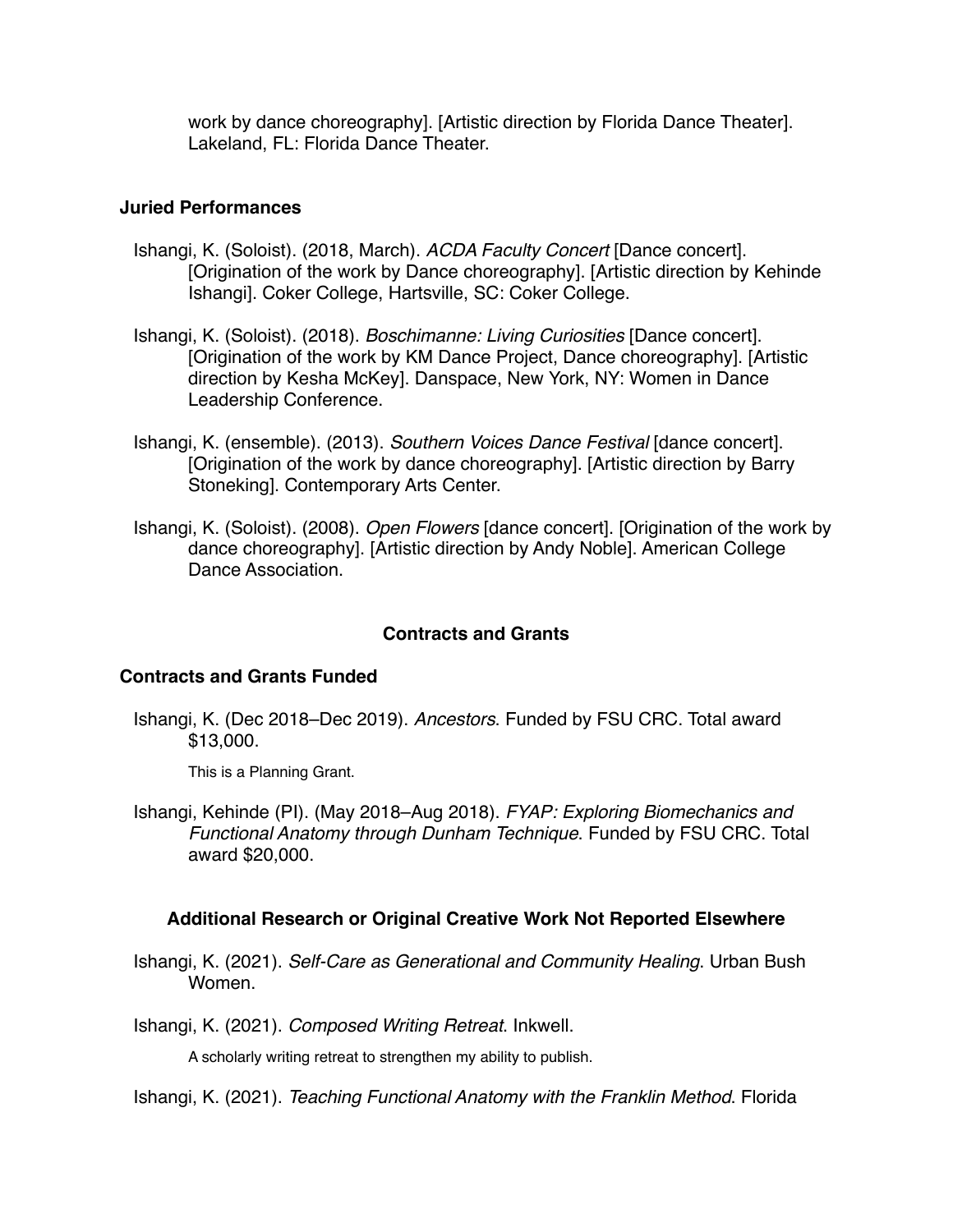work by dance choreography]. [Artistic direction by Florida Dance Theater]. Lakeland, FL: Florida Dance Theater.

### Juried Performances

Ishangi, K. (Soloist). (2018, March). *ACDA Faculty Concert* [Dance concert]. [Origination of the work by Dance choreography]. [Artistic direction by Kehinde Ishangi]. Coker College, Hartsville, SC: Coker College.

Ishangi, K. (Soloist). (2018). *Boschimanne: Living Curiosities* [Dance concert]. [Origination of the work by KM Dance Project, Dance choreography]. [Artistic direction by Kesha McKey]. Danspace, New York, NY: Women in Dance Leadership Conference.

Ishangi, K. (ensemble). (2013). *Southern Voices Dance Festival* [dance concert]. [Origination of the work by dance choreography]. [Artistic direction by Barry Stoneking]. Contemporary Arts Center.

Ishangi, K. (Soloist). (2008). *Open Flowers* [dance concert]. [Origination of the work by dance choreography]. [Artistic direction by Andy Noble]. American College Dance Association.

## Contracts and Grants

### Contracts and Grants Funded

Ishangi, K. (Dec 2018–Dec 2019). *Ancestors*. Funded by FSU CRC. Total award $13,000.

This is a Planning Grant.

Ishangi, Kehinde (PI). (May 2018–Aug 2018). *FYAP: Exploring Biomechanics and Functional Anatomy through Dunham Technique*. Funded by FSU CRC. Total award $20,000.

## Additional Research or Original Creative Work Not Reported Elsewhere

Ishangi, K. (2021). *Self-Care as Generational and Community Healing*. Urban Bush Women.

Ishangi, K. (2021). *Composed Writing Retreat*. Inkwell.

A scholarly writing retreat to strengthen my ability to publish.

Ishangi, K. (2021). *Teaching Functional Anatomy with the Franklin Method*. Florida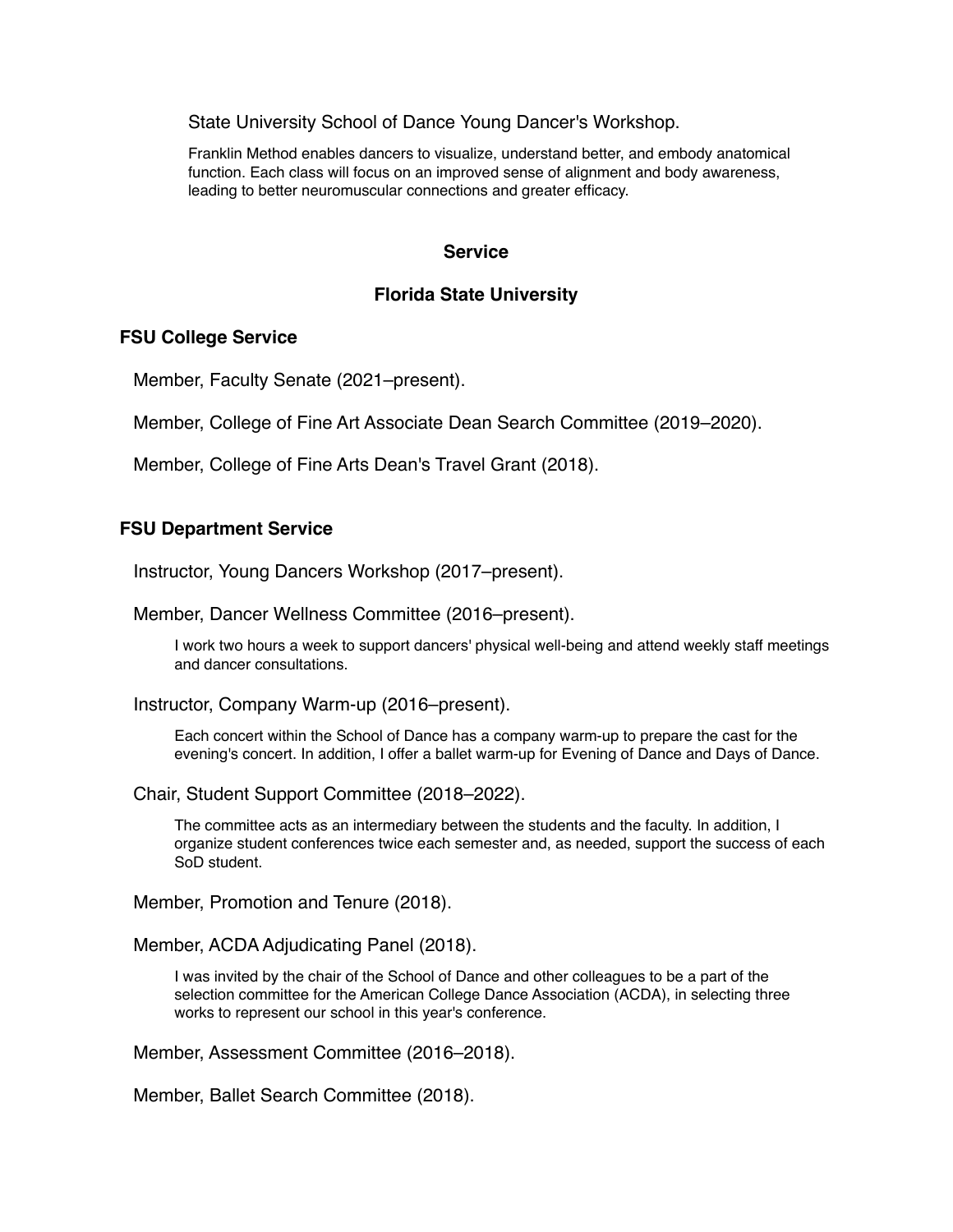State University School of Dance Young Dancer's Workshop.

Franklin Method enables dancers to visualize, understand better, and embody anatomical function. Each class will focus on an improved sense of alignment and body awareness, leading to better neuromuscular connections and greater efficacy.

## Service

## Florida State University

### FSU College Service

Member, Faculty Senate (2021–present).

Member, College of Fine Art Associate Dean Search Committee (2019–2020).

Member, College of Fine Arts Dean's Travel Grant (2018).

### FSU Department Service

Instructor, Young Dancers Workshop (2017–present).

Member, Dancer Wellness Committee (2016–present).

I work two hours a week to support dancers' physical well-being and attend weekly staff meetings and dancer consultations.

Instructor, Company Warm-up (2016–present).

Each concert within the School of Dance has a company warm-up to prepare the cast for the evening's concert. In addition, I offer a ballet warm-up for Evening of Dance and Days of Dance.

Chair, Student Support Committee (2018–2022).

The committee acts as an intermediary between the students and the faculty. In addition, I organize student conferences twice each semester and, as needed, support the success of each SoD student.

Member, Promotion and Tenure (2018).

Member, ACDA Adjudicating Panel (2018).

I was invited by the chair of the School of Dance and other colleagues to be a part of the selection committee for the American College Dance Association (ACDA), in selecting three works to represent our school in this year's conference.

Member, Assessment Committee (2016–2018).

Member, Ballet Search Committee (2018).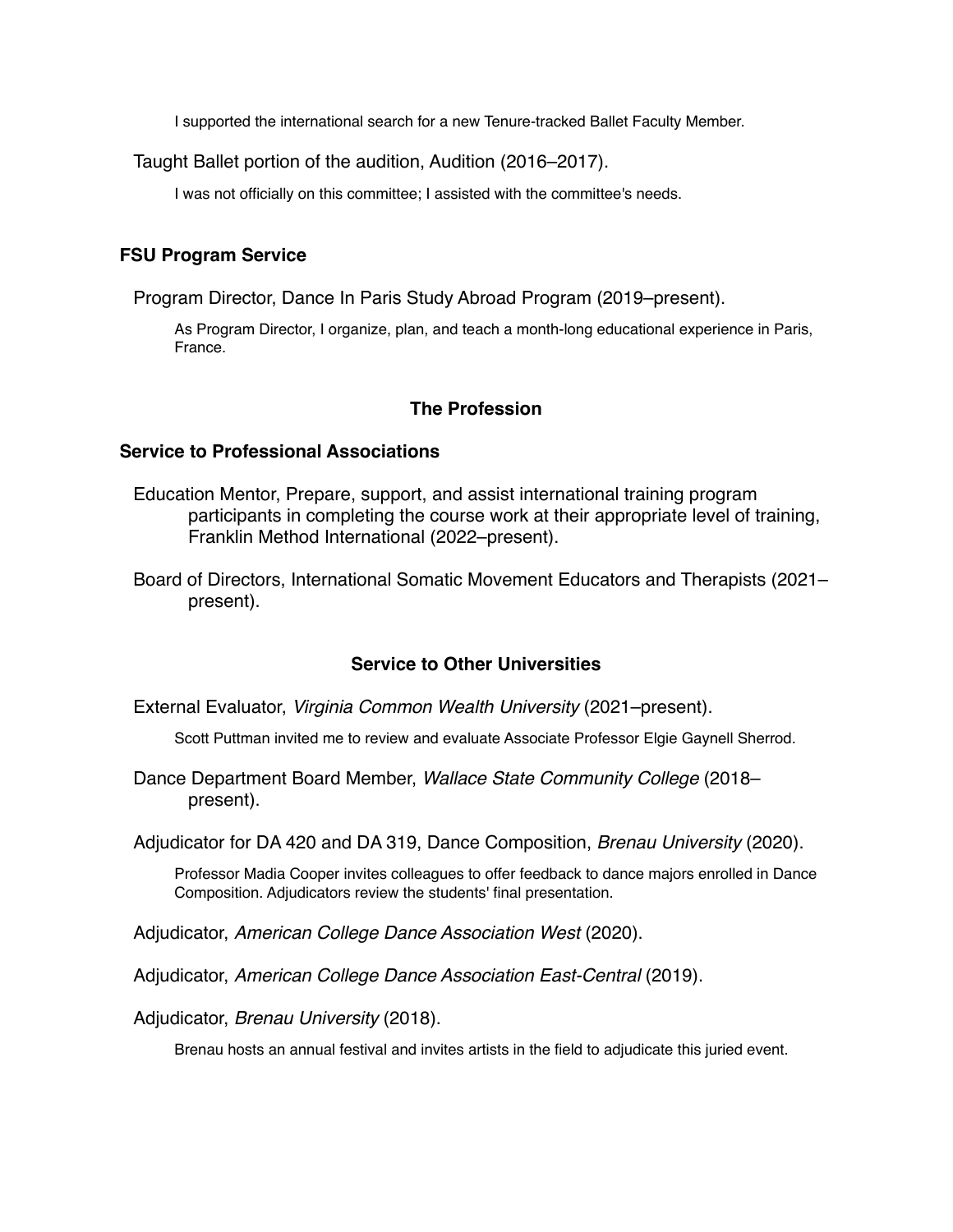I supported the international search for a new Tenure-tracked Ballet Faculty Member.

Taught Ballet portion of the audition, Audition (2016–2017).

I was not officially on this committee; I assisted with the committee's needs.

### FSU Program Service

Program Director, Dance In Paris Study Abroad Program (2019–present).

As Program Director, I organize, plan, and teach a month-long educational experience in Paris, France.

## The Profession

### Service to Professional Associations

Education Mentor, Prepare, support, and assist international training program participants in completing the course work at their appropriate level of training, Franklin Method International (2022–present).

Board of Directors, International Somatic Movement Educators and Therapists (2021–present).

## Service to Other Universities

External Evaluator, *Virginia Common Wealth University* (2021–present).

Scott Puttman invited me to review and evaluate Associate Professor Elgie Gaynell Sherrod.

Dance Department Board Member, *Wallace State Community College* (2018–present).

Adjudicator for DA 420 and DA 319, Dance Composition, *Brenau University* (2020).

Professor Madia Cooper invites colleagues to offer feedback to dance majors enrolled in Dance Composition. Adjudicators review the students' final presentation.

Adjudicator, *American College Dance Association West* (2020).

Adjudicator, *American College Dance Association East-Central* (2019).

Adjudicator, *Brenau University* (2018).

Brenau hosts an annual festival and invites artists in the field to adjudicate this juried event.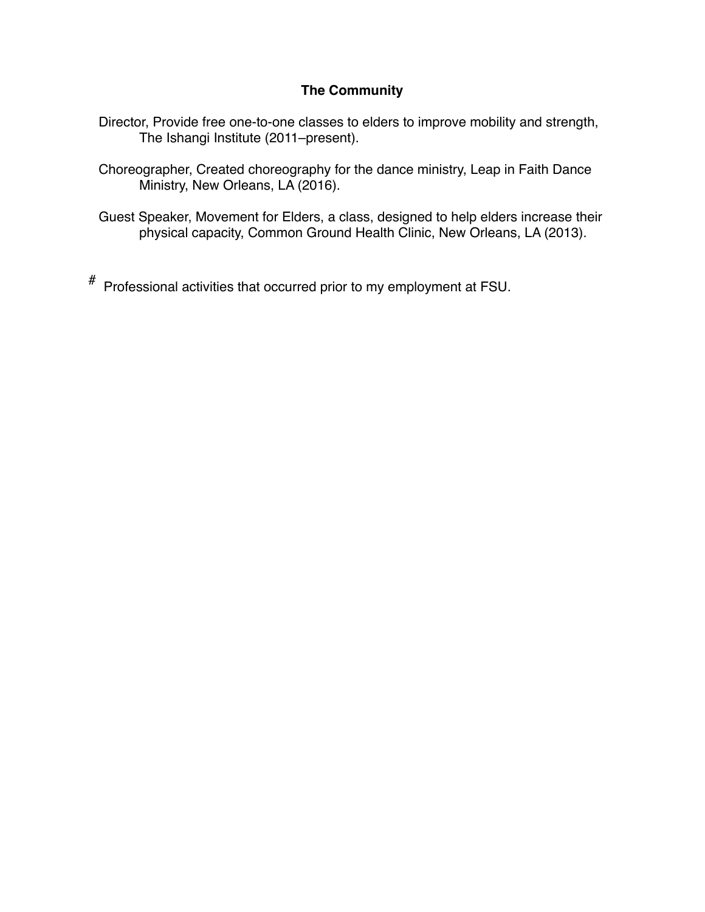**The Community**

Director, Provide free one-to-one classes to elders to improve mobility and strength, The Ishangi Institute (2011–present).

Choreographer, Created choreography for the dance ministry, Leap in Faith Dance Ministry, New Orleans, LA (2016).

Guest Speaker, Movement for Elders, a class, designed to help elders increase their physical capacity, Common Ground Health Clinic, New Orleans, LA (2013).

# Professional activities that occurred prior to my employment at FSU.